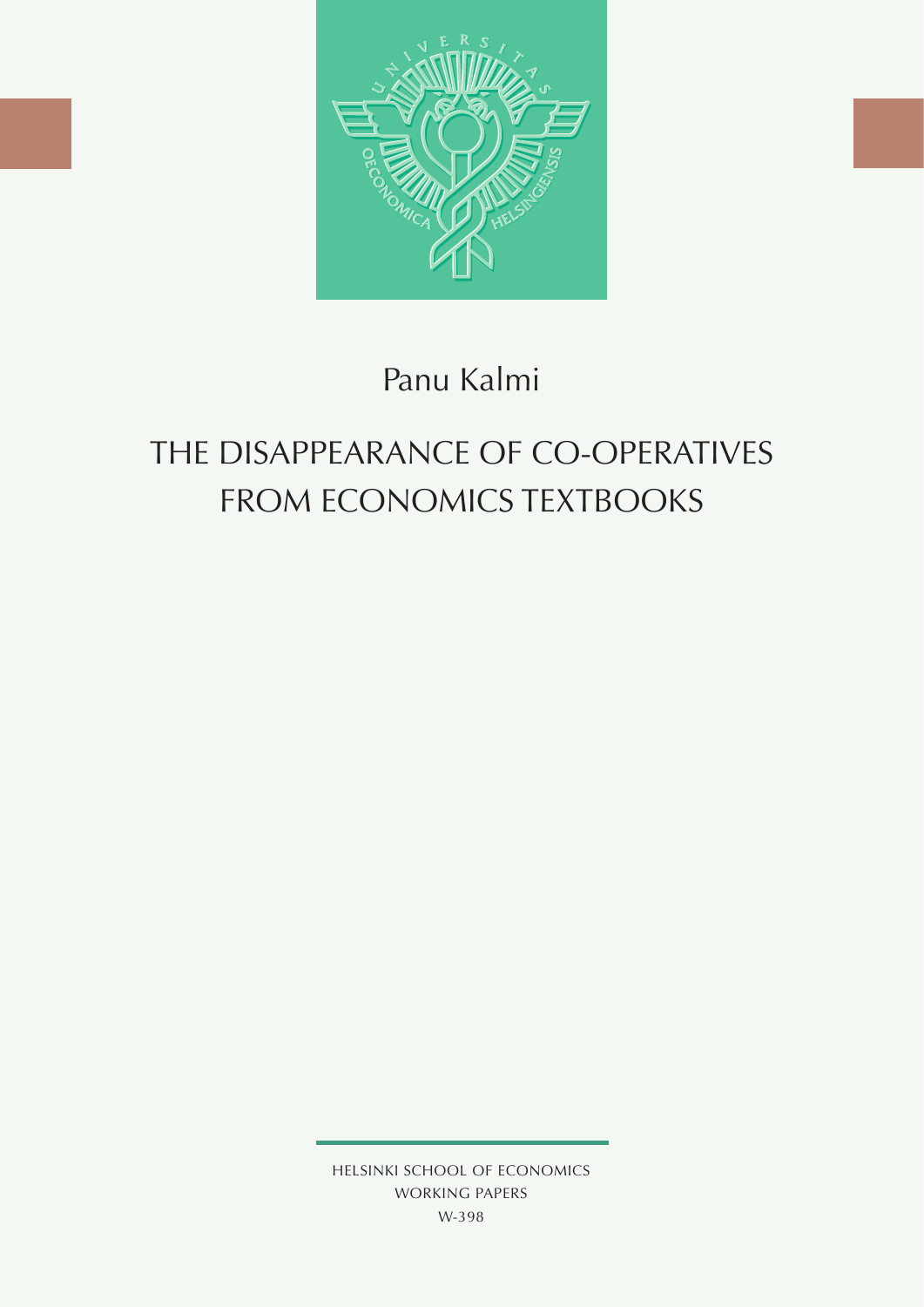Panu Kalmi

# THE DISAPPEARANCE OF CO-OPERATIVES FROM ECONOMICS TEXTBOOKS

HELSINKI SCHOOL OF ECONOMICS  
WORKING PAPERS  
W-398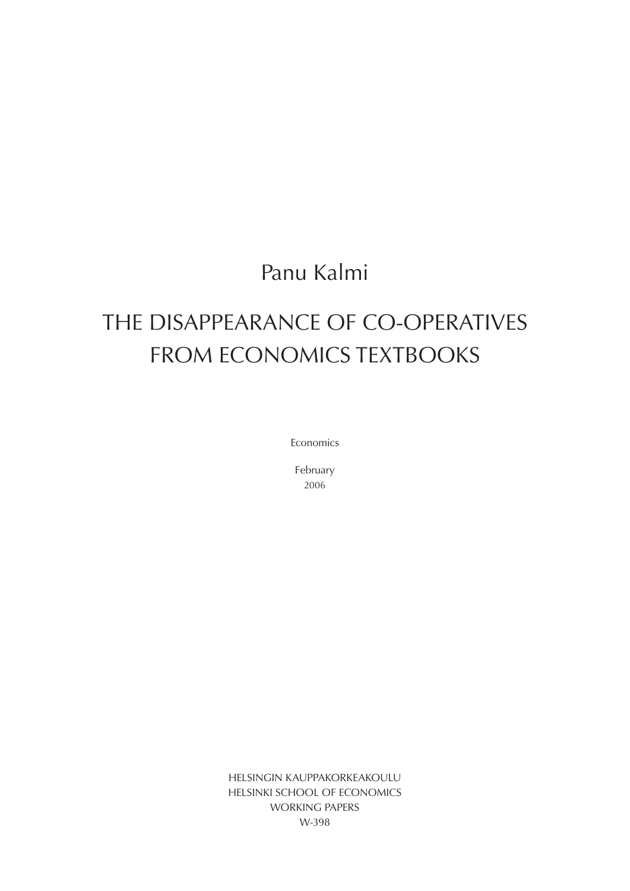Panu Kalmi

# THE DISAPPEARANCE OF CO-OPERATIVES FROM ECONOMICS TEXTBOOKS

Economics

February
2006

HELSINGIN KAUPPAKORKEAKOULU
HELSINKI SCHOOL OF ECONOMICS
WORKING PAPERS
W-398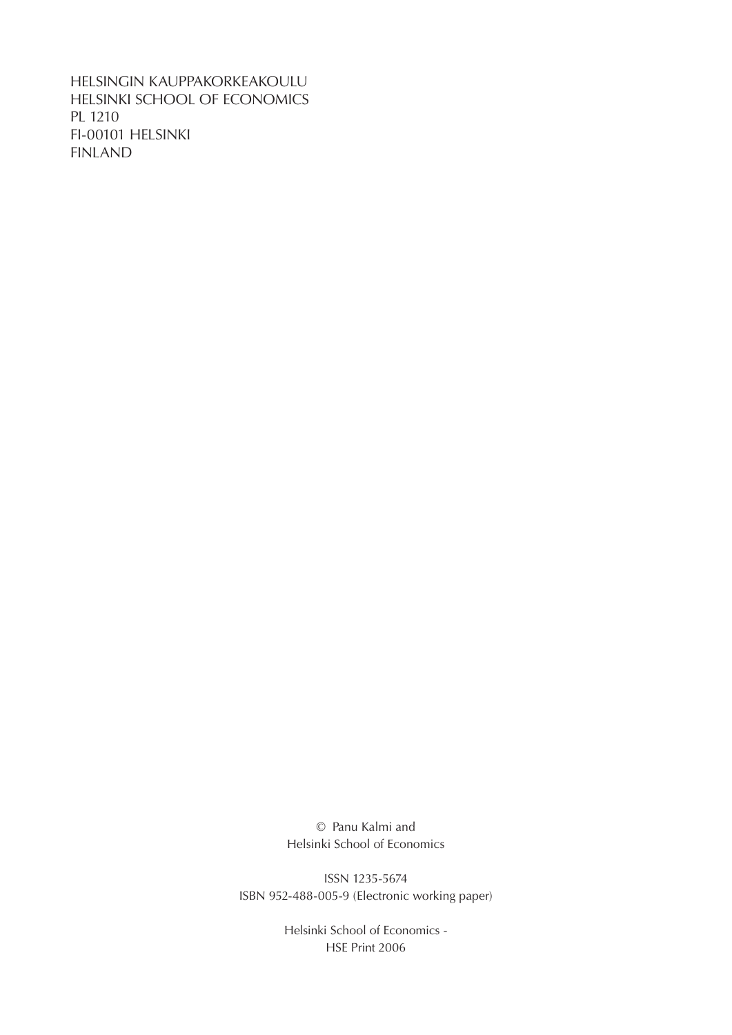HELSINGIN KAUPPAKORKEAKOULU
HELSINKI SCHOOL OF ECONOMICS
PL 1210
FI-00101 HELSINKI
FINLAND

© Panu Kalmi and
Helsinki School of Economics

ISSN 1235-5674
ISBN 952-488-005-9 (Electronic working paper)

Helsinki School of Economics -
HSE Print 2006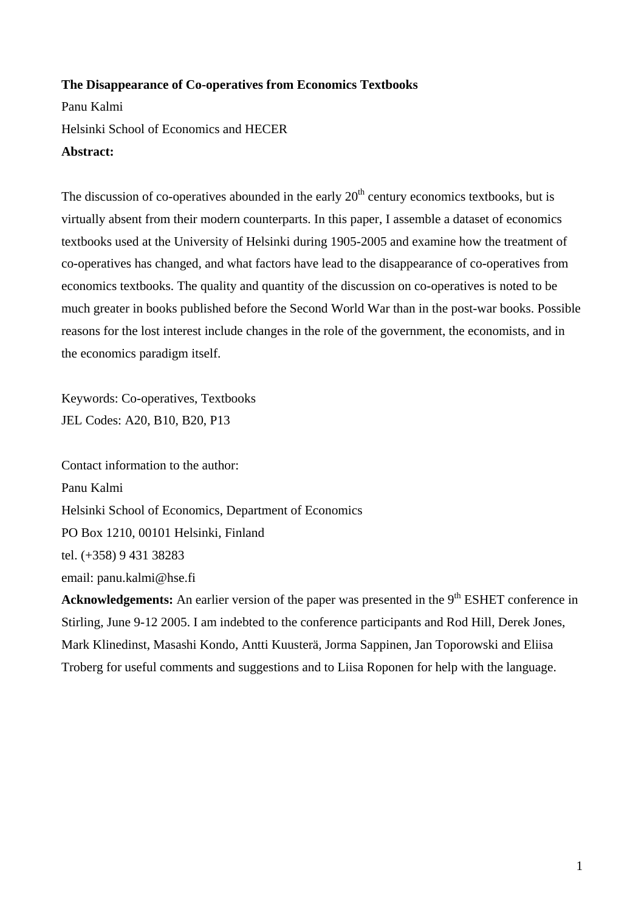**The Disappearance of Co-operatives from Economics Textbooks**

Panu Kalmi

Helsinki School of Economics and HECER

**Abstract:**

The discussion of co-operatives abounded in the early 20th century economics textbooks, but is virtually absent from their modern counterparts. In this paper, I assemble a dataset of economics textbooks used at the University of Helsinki during 1905-2005 and examine how the treatment of co-operatives has changed, and what factors have lead to the disappearance of co-operatives from economics textbooks. The quality and quantity of the discussion on co-operatives is noted to be much greater in books published before the Second World War than in the post-war books. Possible reasons for the lost interest include changes in the role of the government, the economists, and in the economics paradigm itself.

Keywords: Co-operatives, Textbooks

JEL Codes: A20, B10, B20, P13

Contact information to the author:

Panu Kalmi

Helsinki School of Economics, Department of Economics

PO Box 1210, 00101 Helsinki, Finland

tel. (+358) 9 431 38283

email: panu.kalmi@hse.fi

**Acknowledgements:** An earlier version of the paper was presented in the 9th ESHET conference in Stirling, June 9-12 2005. I am indebted to the conference participants and Rod Hill, Derek Jones, Mark Klinedinst, Masashi Kondo, Antti Kuusterä, Jorma Sappinen, Jan Toporowski and Eliisa Troberg for useful comments and suggestions and to Liisa Roponen for help with the language.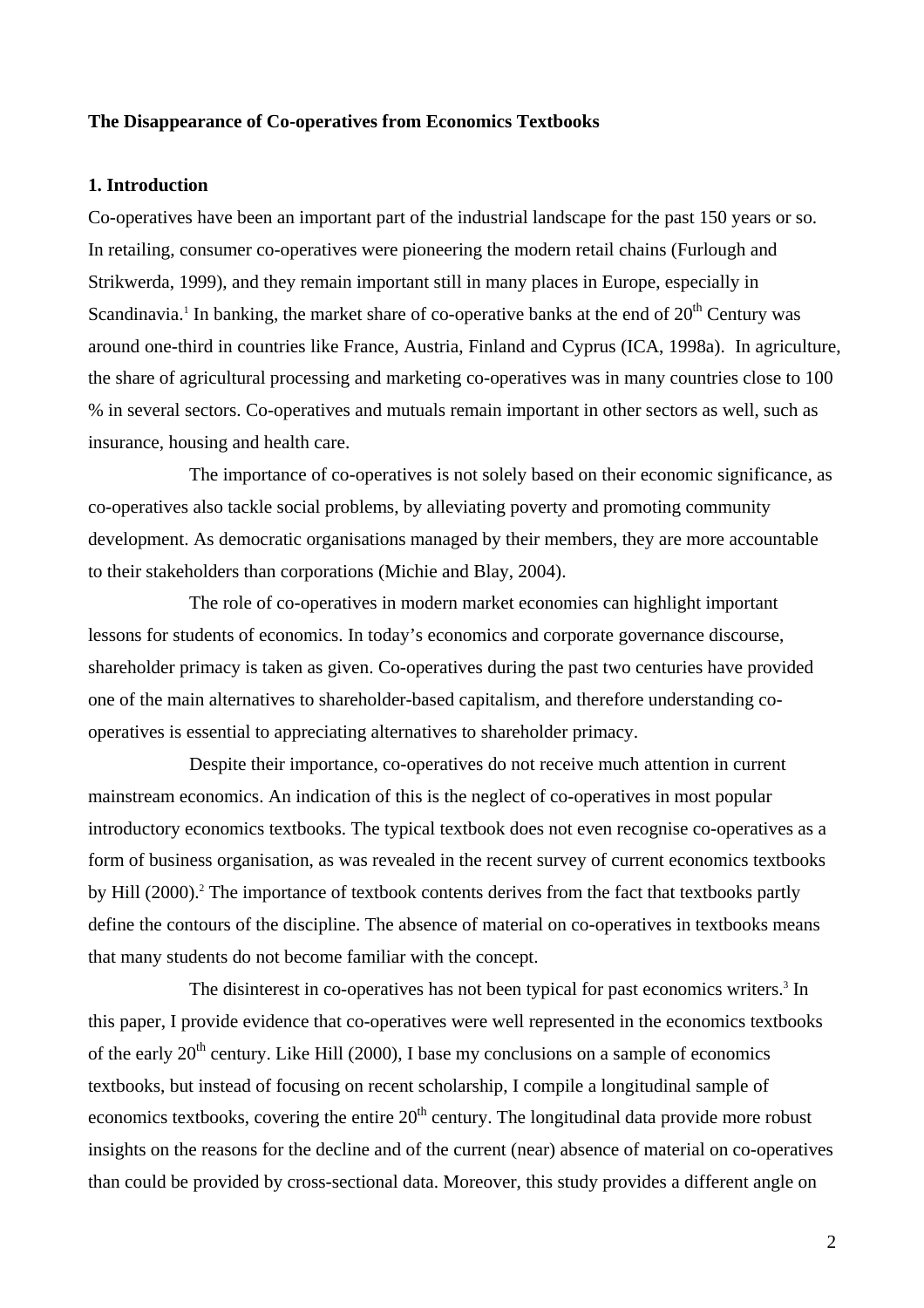**The Disappearance of Co-operatives from Economics Textbooks**

**1. Introduction**

Co-operatives have been an important part of the industrial landscape for the past 150 years or so. In retailing, consumer co-operatives were pioneering the modern retail chains (Furlough and Strikwerda, 1999), and they remain important still in many places in Europe, especially in Scandinavia.[1] In banking, the market share of co-operative banks at the end of 20th Century was around one-third in countries like France, Austria, Finland and Cyprus (ICA, 1998a). In agriculture, the share of agricultural processing and marketing co-operatives was in many countries close to 100 % in several sectors. Co-operatives and mutuals remain important in other sectors as well, such as insurance, housing and health care.

The importance of co-operatives is not solely based on their economic significance, as co-operatives also tackle social problems, by alleviating poverty and promoting community development. As democratic organisations managed by their members, they are more accountable to their stakeholders than corporations (Michie and Blay, 2004).

The role of co-operatives in modern market economies can highlight important lessons for students of economics. In today's economics and corporate governance discourse, shareholder primacy is taken as given. Co-operatives during the past two centuries have provided one of the main alternatives to shareholder-based capitalism, and therefore understanding co-operatives is essential to appreciating alternatives to shareholder primacy.

Despite their importance, co-operatives do not receive much attention in current mainstream economics. An indication of this is the neglect of co-operatives in most popular introductory economics textbooks. The typical textbook does not even recognise co-operatives as a form of business organisation, as was revealed in the recent survey of current economics textbooks by Hill (2000).[2] The importance of textbook contents derives from the fact that textbooks partly define the contours of the discipline. The absence of material on co-operatives in textbooks means that many students do not become familiar with the concept.

The disinterest in co-operatives has not been typical for past economics writers.[3] In this paper, I provide evidence that co-operatives were well represented in the economics textbooks of the early 20th century. Like Hill (2000), I base my conclusions on a sample of economics textbooks, but instead of focusing on recent scholarship, I compile a longitudinal sample of economics textbooks, covering the entire 20th century. The longitudinal data provide more robust insights on the reasons for the decline and of the current (near) absence of material on co-operatives than could be provided by cross-sectional data. Moreover, this study provides a different angle on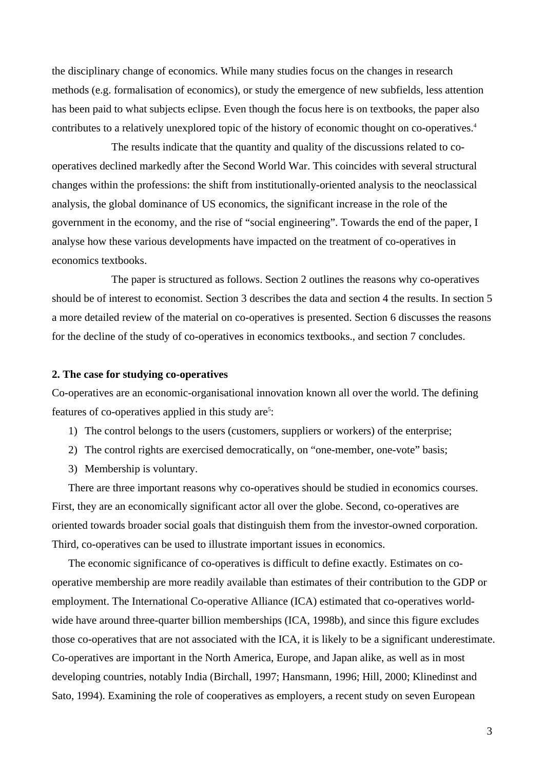the disciplinary change of economics. While many studies focus on the changes in research methods (e.g. formalisation of economics), or study the emergence of new subfields, less attention has been paid to what subjects eclipse. Even though the focus here is on textbooks, the paper also contributes to a relatively unexplored topic of the history of economic thought on co-operatives.[4]

The results indicate that the quantity and quality of the discussions related to co-operatives declined markedly after the Second World War. This coincides with several structural changes within the professions: the shift from institutionally-oriented analysis to the neoclassical analysis, the global dominance of US economics, the significant increase in the role of the government in the economy, and the rise of "social engineering". Towards the end of the paper, I analyse how these various developments have impacted on the treatment of co-operatives in economics textbooks.

The paper is structured as follows. Section 2 outlines the reasons why co-operatives should be of interest to economist. Section 3 describes the data and section 4 the results. In section 5 a more detailed review of the material on co-operatives is presented. Section 6 discusses the reasons for the decline of the study of co-operatives in economics textbooks., and section 7 concludes.

## 2. The case for studying co-operatives

Co-operatives are an economic-organisational innovation known all over the world. The defining features of co-operatives applied in this study are[5]:

1) The control belongs to the users (customers, suppliers or workers) of the enterprise;
2) The control rights are exercised democratically, on "one-member, one-vote" basis;
3) Membership is voluntary.

There are three important reasons why co-operatives should be studied in economics courses. First, they are an economically significant actor all over the globe. Second, co-operatives are oriented towards broader social goals that distinguish them from the investor-owned corporation. Third, co-operatives can be used to illustrate important issues in economics.

The economic significance of co-operatives is difficult to define exactly. Estimates on co-operative membership are more readily available than estimates of their contribution to the GDP or employment. The International Co-operative Alliance (ICA) estimated that co-operatives world-wide have around three-quarter billion memberships (ICA, 1998b), and since this figure excludes those co-operatives that are not associated with the ICA, it is likely to be a significant underestimate. Co-operatives are important in the North America, Europe, and Japan alike, as well as in most developing countries, notably India (Birchall, 1997; Hansmann, 1996; Hill, 2000; Klinedinst and Sato, 1994). Examining the role of cooperatives as employers, a recent study on seven European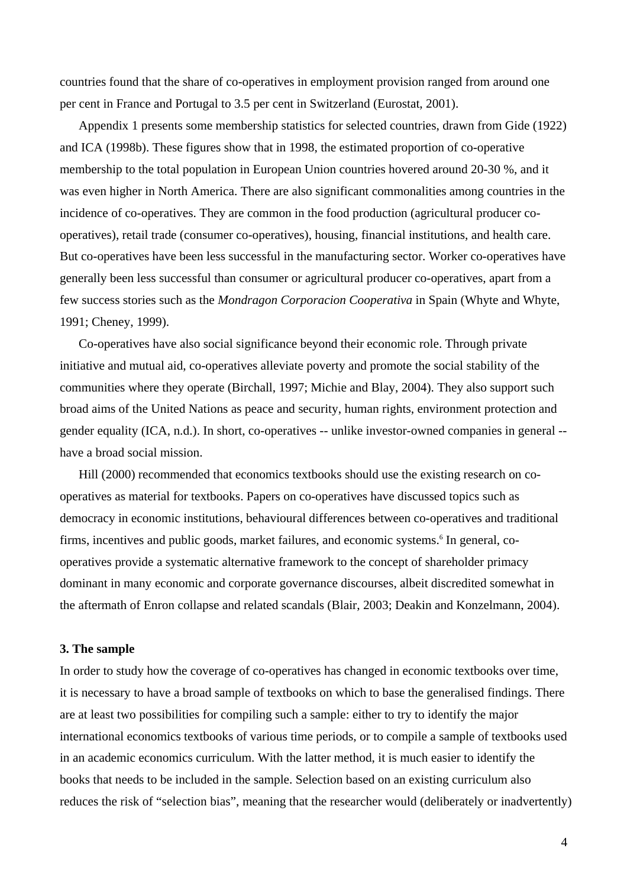countries found that the share of co-operatives in employment provision ranged from around one per cent in France and Portugal to 3.5 per cent in Switzerland (Eurostat, 2001).

Appendix 1 presents some membership statistics for selected countries, drawn from Gide (1922) and ICA (1998b). These figures show that in 1998, the estimated proportion of co-operative membership to the total population in European Union countries hovered around 20-30 %, and it was even higher in North America. There are also significant commonalities among countries in the incidence of co-operatives. They are common in the food production (agricultural producer co-operatives), retail trade (consumer co-operatives), housing, financial institutions, and health care. But co-operatives have been less successful in the manufacturing sector. Worker co-operatives have generally been less successful than consumer or agricultural producer co-operatives, apart from a few success stories such as the *Mondragon Corporacion Cooperativa* in Spain (Whyte and Whyte, 1991; Cheney, 1999).

Co-operatives have also social significance beyond their economic role. Through private initiative and mutual aid, co-operatives alleviate poverty and promote the social stability of the communities where they operate (Birchall, 1997; Michie and Blay, 2004). They also support such broad aims of the United Nations as peace and security, human rights, environment protection and gender equality (ICA, n.d.). In short, co-operatives -- unlike investor-owned companies in general -- have a broad social mission.

Hill (2000) recommended that economics textbooks should use the existing research on co-operatives as material for textbooks. Papers on co-operatives have discussed topics such as democracy in economic institutions, behavioural differences between co-operatives and traditional firms, incentives and public goods, market failures, and economic systems.[6] In general, co-operatives provide a systematic alternative framework to the concept of shareholder primacy dominant in many economic and corporate governance discourses, albeit discredited somewhat in the aftermath of Enron collapse and related scandals (Blair, 2003; Deakin and Konzelmann, 2004).

## 3. The sample

In order to study how the coverage of co-operatives has changed in economic textbooks over time, it is necessary to have a broad sample of textbooks on which to base the generalised findings. There are at least two possibilities for compiling such a sample: either to try to identify the major international economics textbooks of various time periods, or to compile a sample of textbooks used in an academic economics curriculum. With the latter method, it is much easier to identify the books that needs to be included in the sample. Selection based on an existing curriculum also reduces the risk of "selection bias", meaning that the researcher would (deliberately or inadvertently)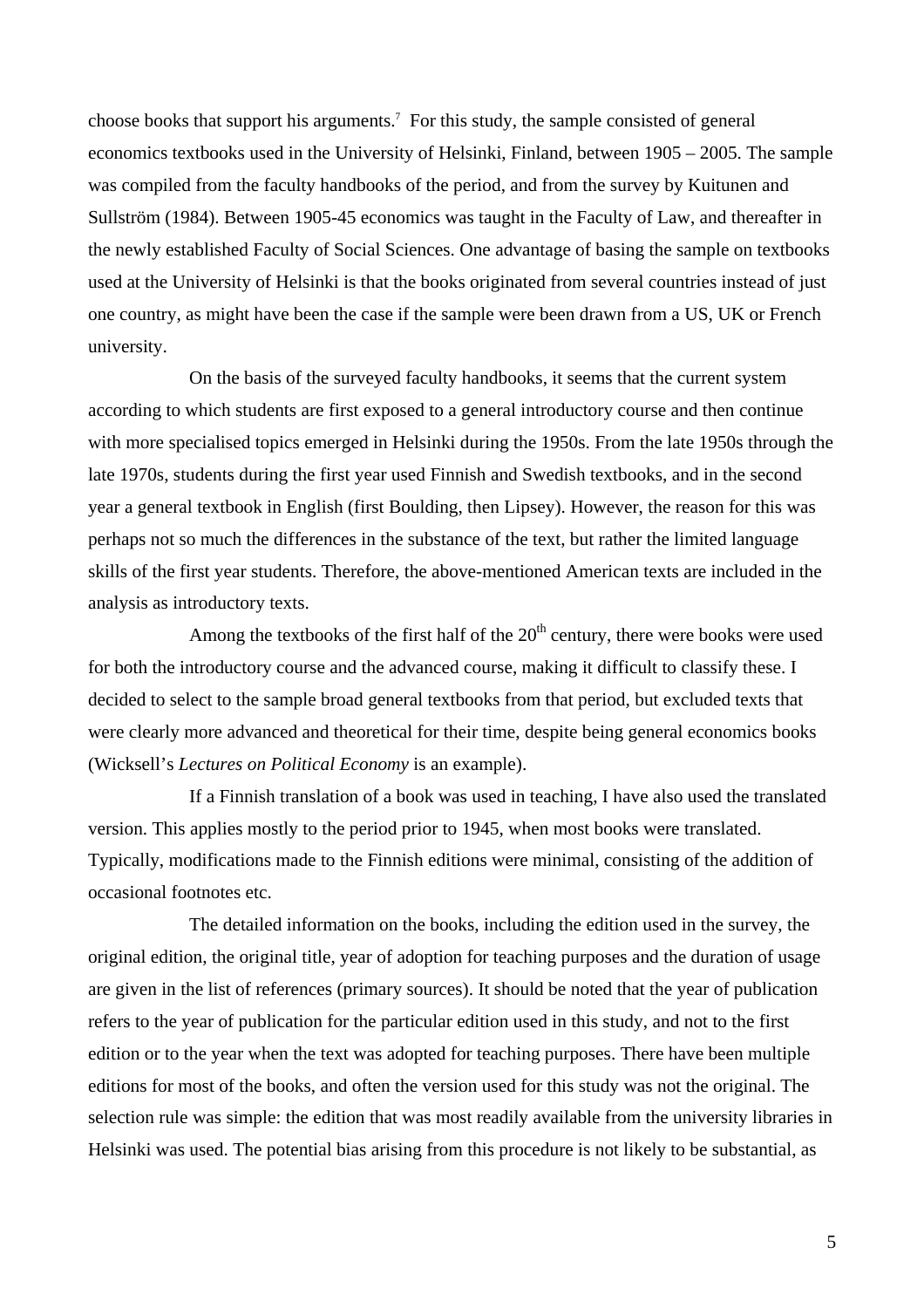choose books that support his arguments.[7] For this study, the sample consisted of general economics textbooks used in the University of Helsinki, Finland, between 1905 – 2005. The sample was compiled from the faculty handbooks of the period, and from the survey by Kuitunen and Sullström (1984). Between 1905-45 economics was taught in the Faculty of Law, and thereafter in the newly established Faculty of Social Sciences. One advantage of basing the sample on textbooks used at the University of Helsinki is that the books originated from several countries instead of just one country, as might have been the case if the sample were been drawn from a US, UK or French university.

On the basis of the surveyed faculty handbooks, it seems that the current system according to which students are first exposed to a general introductory course and then continue with more specialised topics emerged in Helsinki during the 1950s. From the late 1950s through the late 1970s, students during the first year used Finnish and Swedish textbooks, and in the second year a general textbook in English (first Boulding, then Lipsey). However, the reason for this was perhaps not so much the differences in the substance of the text, but rather the limited language skills of the first year students. Therefore, the above-mentioned American texts are included in the analysis as introductory texts.

Among the textbooks of the first half of the 20th century, there were books were used for both the introductory course and the advanced course, making it difficult to classify these. I decided to select to the sample broad general textbooks from that period, but excluded texts that were clearly more advanced and theoretical for their time, despite being general economics books (Wicksell's *Lectures on Political Economy* is an example).

If a Finnish translation of a book was used in teaching, I have also used the translated version. This applies mostly to the period prior to 1945, when most books were translated. Typically, modifications made to the Finnish editions were minimal, consisting of the addition of occasional footnotes etc.

The detailed information on the books, including the edition used in the survey, the original edition, the original title, year of adoption for teaching purposes and the duration of usage are given in the list of references (primary sources). It should be noted that the year of publication refers to the year of publication for the particular edition used in this study, and not to the first edition or to the year when the text was adopted for teaching purposes. There have been multiple editions for most of the books, and often the version used for this study was not the original. The selection rule was simple: the edition that was most readily available from the university libraries in Helsinki was used. The potential bias arising from this procedure is not likely to be substantial, as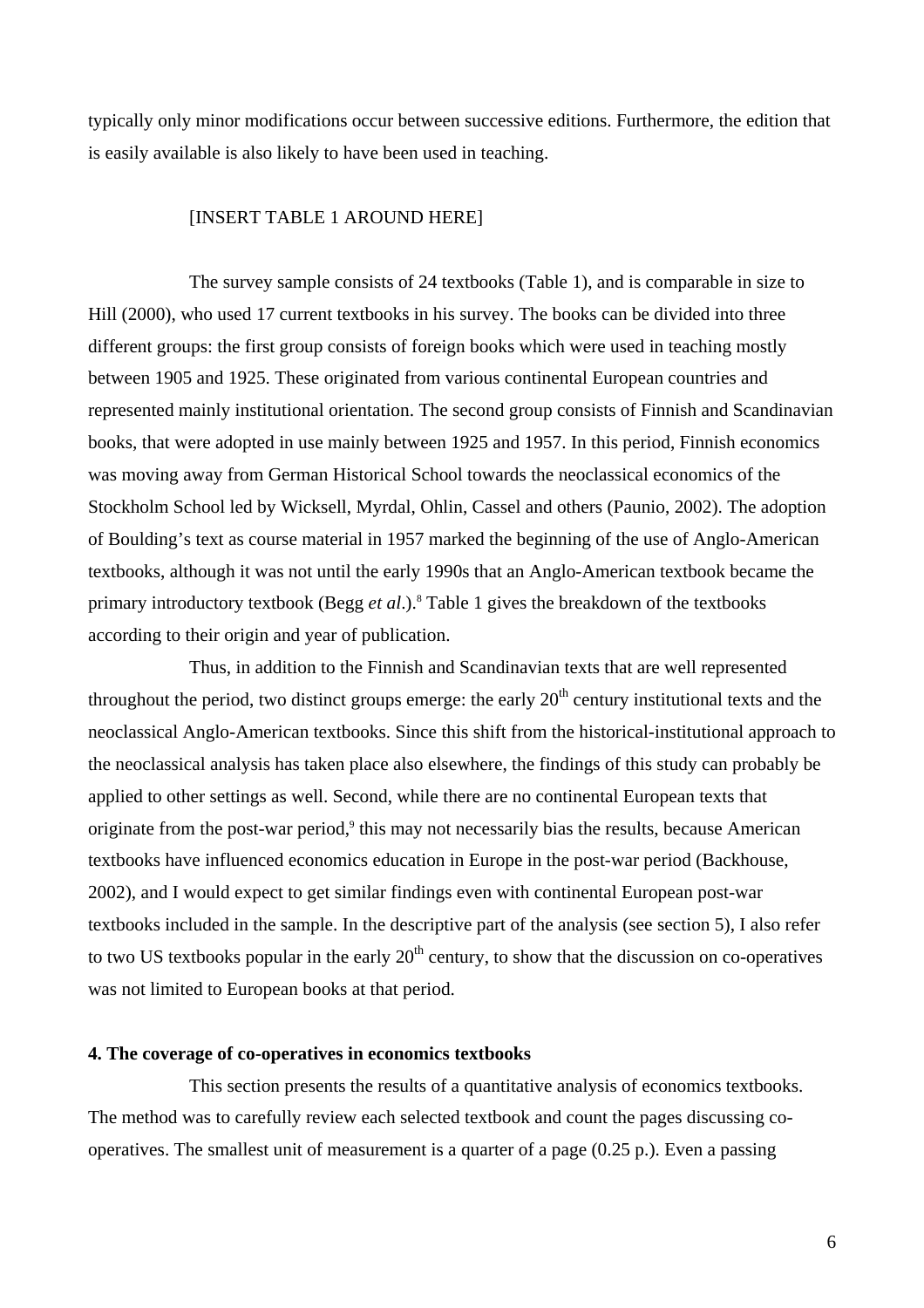typically only minor modifications occur between successive editions. Furthermore, the edition that is easily available is also likely to have been used in teaching.

[INSERT TABLE 1 AROUND HERE]

The survey sample consists of 24 textbooks (Table 1), and is comparable in size to Hill (2000), who used 17 current textbooks in his survey. The books can be divided into three different groups: the first group consists of foreign books which were used in teaching mostly between 1905 and 1925. These originated from various continental European countries and represented mainly institutional orientation. The second group consists of Finnish and Scandinavian books, that were adopted in use mainly between 1925 and 1957. In this period, Finnish economics was moving away from German Historical School towards the neoclassical economics of the Stockholm School led by Wicksell, Myrdal, Ohlin, Cassel and others (Paunio, 2002). The adoption of Boulding's text as course material in 1957 marked the beginning of the use of Anglo-American textbooks, although it was not until the early 1990s that an Anglo-American textbook became the primary introductory textbook (Begg *et al*.).[8] Table 1 gives the breakdown of the textbooks according to their origin and year of publication.

Thus, in addition to the Finnish and Scandinavian texts that are well represented throughout the period, two distinct groups emerge: the early 20th century institutional texts and the neoclassical Anglo-American textbooks. Since this shift from the historical-institutional approach to the neoclassical analysis has taken place also elsewhere, the findings of this study can probably be applied to other settings as well. Second, while there are no continental European texts that originate from the post-war period,[9] this may not necessarily bias the results, because American textbooks have influenced economics education in Europe in the post-war period (Backhouse, 2002), and I would expect to get similar findings even with continental European post-war textbooks included in the sample. In the descriptive part of the analysis (see section 5), I also refer to two US textbooks popular in the early 20th century, to show that the discussion on co-operatives was not limited to European books at that period.

## 4. The coverage of co-operatives in economics textbooks

This section presents the results of a quantitative analysis of economics textbooks. The method was to carefully review each selected textbook and count the pages discussing co-operatives. The smallest unit of measurement is a quarter of a page (0.25 p.). Even a passing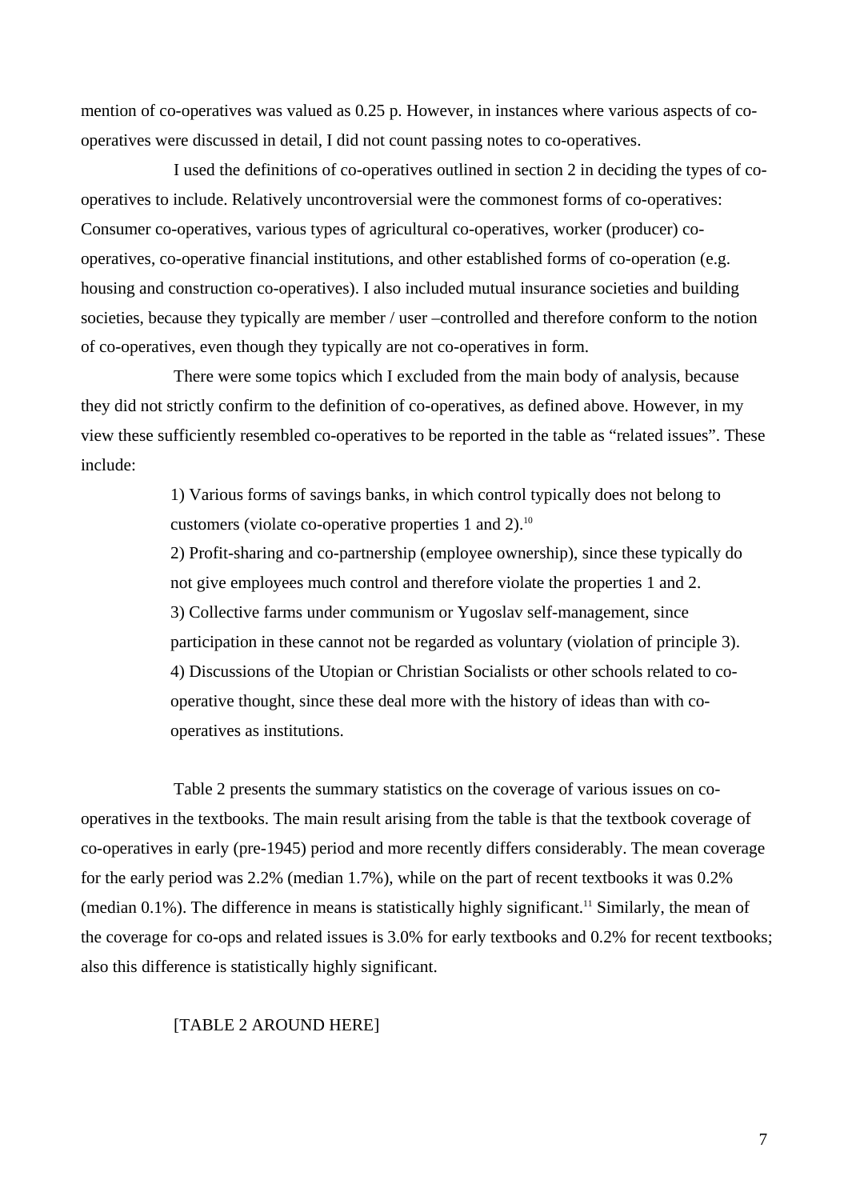mention of co-operatives was valued as 0.25 p. However, in instances where various aspects of co-operatives were discussed in detail, I did not count passing notes to co-operatives.

I used the definitions of co-operatives outlined in section 2 in deciding the types of co-operatives to include. Relatively uncontroversial were the commonest forms of co-operatives: Consumer co-operatives, various types of agricultural co-operatives, worker (producer) co-operatives, co-operative financial institutions, and other established forms of co-operation (e.g. housing and construction co-operatives). I also included mutual insurance societies and building societies, because they typically are member / user –controlled and therefore conform to the notion of co-operatives, even though they typically are not co-operatives in form.

There were some topics which I excluded from the main body of analysis, because they did not strictly confirm to the definition of co-operatives, as defined above. However, in my view these sufficiently resembled co-operatives to be reported in the table as "related issues". These include:

> 1) Various forms of savings banks, in which control typically does not belong to customers (violate co-operative properties 1 and 2).[10]
>
> 2) Profit-sharing and co-partnership (employee ownership), since these typically do not give employees much control and therefore violate the properties 1 and 2.
>
> 3) Collective farms under communism or Yugoslav self-management, since participation in these cannot not be regarded as voluntary (violation of principle 3).
>
> 4) Discussions of the Utopian or Christian Socialists or other schools related to co-operative thought, since these deal more with the history of ideas than with co-operatives as institutions.

Table 2 presents the summary statistics on the coverage of various issues on co-operatives in the textbooks. The main result arising from the table is that the textbook coverage of co-operatives in early (pre-1945) period and more recently differs considerably. The mean coverage for the early period was 2.2% (median 1.7%), while on the part of recent textbooks it was 0.2% (median 0.1%). The difference in means is statistically highly significant.[11] Similarly, the mean of the coverage for co-ops and related issues is 3.0% for early textbooks and 0.2% for recent textbooks; also this difference is statistically highly significant.

[TABLE 2 AROUND HERE]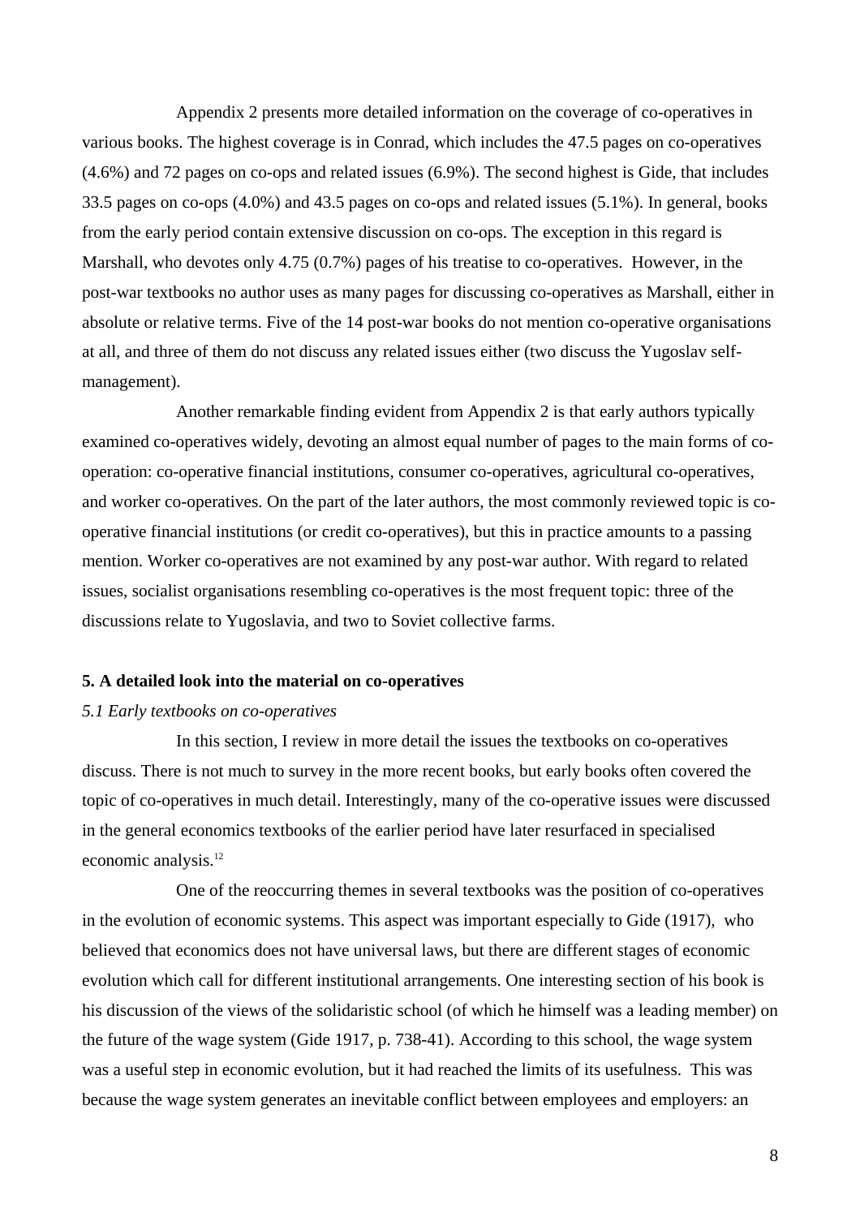Appendix 2 presents more detailed information on the coverage of co-operatives in various books. The highest coverage is in Conrad, which includes the 47.5 pages on co-operatives (4.6%) and 72 pages on co-ops and related issues (6.9%). The second highest is Gide, that includes 33.5 pages on co-ops (4.0%) and 43.5 pages on co-ops and related issues (5.1%). In general, books from the early period contain extensive discussion on co-ops. The exception in this regard is Marshall, who devotes only 4.75 (0.7%) pages of his treatise to co-operatives. However, in the post-war textbooks no author uses as many pages for discussing co-operatives as Marshall, either in absolute or relative terms. Five of the 14 post-war books do not mention co-operative organisations at all, and three of them do not discuss any related issues either (two discuss the Yugoslav self-management).

Another remarkable finding evident from Appendix 2 is that early authors typically examined co-operatives widely, devoting an almost equal number of pages to the main forms of co-operation: co-operative financial institutions, consumer co-operatives, agricultural co-operatives, and worker co-operatives. On the part of the later authors, the most commonly reviewed topic is co-operative financial institutions (or credit co-operatives), but this in practice amounts to a passing mention. Worker co-operatives are not examined by any post-war author. With regard to related issues, socialist organisations resembling co-operatives is the most frequent topic: three of the discussions relate to Yugoslavia, and two to Soviet collective farms.

## 5. A detailed look into the material on co-operatives

### *5.1 Early textbooks on co-operatives*

In this section, I review in more detail the issues the textbooks on co-operatives discuss. There is not much to survey in the more recent books, but early books often covered the topic of co-operatives in much detail. Interestingly, many of the co-operative issues were discussed in the general economics textbooks of the earlier period have later resurfaced in specialised economic analysis.[12]

One of the reoccurring themes in several textbooks was the position of co-operatives in the evolution of economic systems. This aspect was important especially to Gide (1917), who believed that economics does not have universal laws, but there are different stages of economic evolution which call for different institutional arrangements. One interesting section of his book is his discussion of the views of the solidaristic school (of which he himself was a leading member) on the future of the wage system (Gide 1917, p. 738-41). According to this school, the wage system was a useful step in economic evolution, but it had reached the limits of its usefulness. This was because the wage system generates an inevitable conflict between employees and employers: an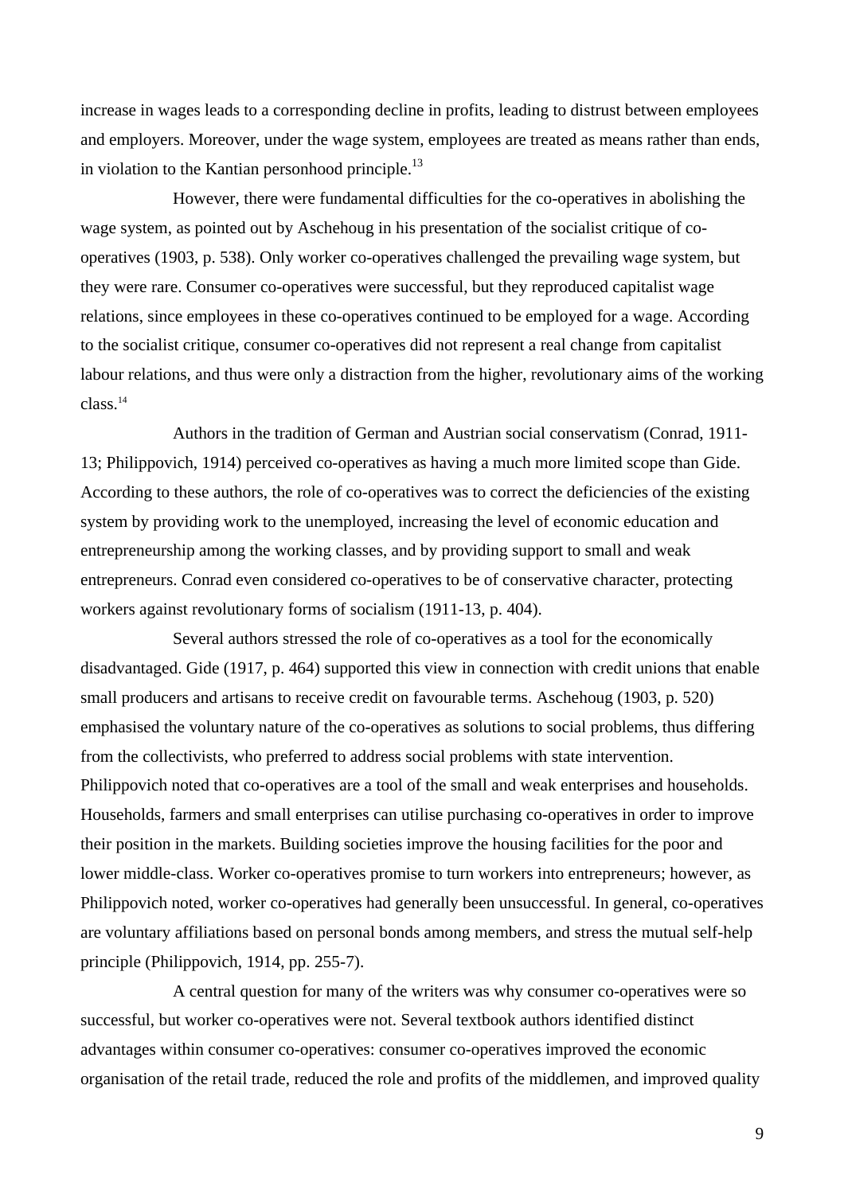increase in wages leads to a corresponding decline in profits, leading to distrust between employees and employers. Moreover, under the wage system, employees are treated as means rather than ends, in violation to the Kantian personhood principle.[13]

However, there were fundamental difficulties for the co-operatives in abolishing the wage system, as pointed out by Aschehoug in his presentation of the socialist critique of co-operatives (1903, p. 538). Only worker co-operatives challenged the prevailing wage system, but they were rare. Consumer co-operatives were successful, but they reproduced capitalist wage relations, since employees in these co-operatives continued to be employed for a wage. According to the socialist critique, consumer co-operatives did not represent a real change from capitalist labour relations, and thus were only a distraction from the higher, revolutionary aims of the working class.[14]

Authors in the tradition of German and Austrian social conservatism (Conrad, 1911-13; Philippovich, 1914) perceived co-operatives as having a much more limited scope than Gide. According to these authors, the role of co-operatives was to correct the deficiencies of the existing system by providing work to the unemployed, increasing the level of economic education and entrepreneurship among the working classes, and by providing support to small and weak entrepreneurs. Conrad even considered co-operatives to be of conservative character, protecting workers against revolutionary forms of socialism (1911-13, p. 404).

Several authors stressed the role of co-operatives as a tool for the economically disadvantaged. Gide (1917, p. 464) supported this view in connection with credit unions that enable small producers and artisans to receive credit on favourable terms. Aschehoug (1903, p. 520) emphasised the voluntary nature of the co-operatives as solutions to social problems, thus differing from the collectivists, who preferred to address social problems with state intervention. Philippovich noted that co-operatives are a tool of the small and weak enterprises and households. Households, farmers and small enterprises can utilise purchasing co-operatives in order to improve their position in the markets. Building societies improve the housing facilities for the poor and lower middle-class. Worker co-operatives promise to turn workers into entrepreneurs; however, as Philippovich noted, worker co-operatives had generally been unsuccessful. In general, co-operatives are voluntary affiliations based on personal bonds among members, and stress the mutual self-help principle (Philippovich, 1914, pp. 255-7).

A central question for many of the writers was why consumer co-operatives were so successful, but worker co-operatives were not. Several textbook authors identified distinct advantages within consumer co-operatives: consumer co-operatives improved the economic organisation of the retail trade, reduced the role and profits of the middlemen, and improved quality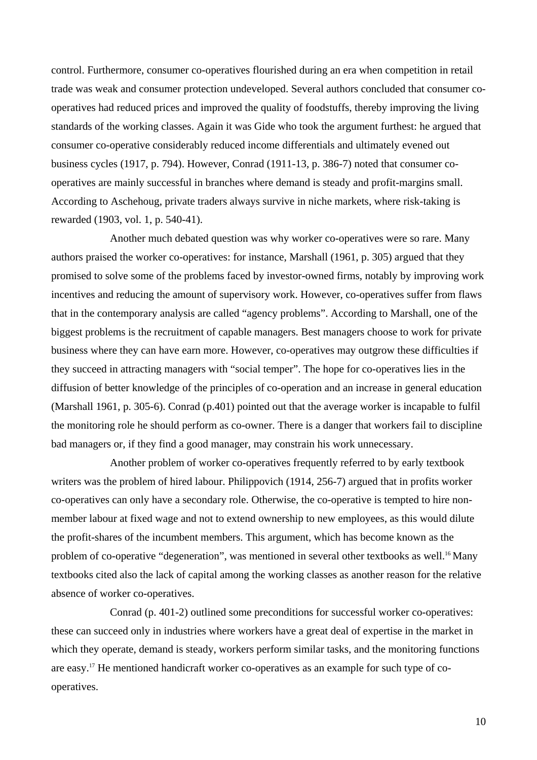control. Furthermore, consumer co-operatives flourished during an era when competition in retail trade was weak and consumer protection undeveloped. Several authors concluded that consumer co-operatives had reduced prices and improved the quality of foodstuffs, thereby improving the living standards of the working classes. Again it was Gide who took the argument furthest: he argued that consumer co-operative considerably reduced income differentials and ultimately evened out business cycles (1917, p. 794). However, Conrad (1911-13, p. 386-7) noted that consumer co-operatives are mainly successful in branches where demand is steady and profit-margins small. According to Aschehoug, private traders always survive in niche markets, where risk-taking is rewarded (1903, vol. 1, p. 540-41).

Another much debated question was why worker co-operatives were so rare. Many authors praised the worker co-operatives: for instance, Marshall (1961, p. 305) argued that they promised to solve some of the problems faced by investor-owned firms, notably by improving work incentives and reducing the amount of supervisory work. However, co-operatives suffer from flaws that in the contemporary analysis are called "agency problems". According to Marshall, one of the biggest problems is the recruitment of capable managers. Best managers choose to work for private business where they can have earn more. However, co-operatives may outgrow these difficulties if they succeed in attracting managers with "social temper". The hope for co-operatives lies in the diffusion of better knowledge of the principles of co-operation and an increase in general education (Marshall 1961, p. 305-6). Conrad (p.401) pointed out that the average worker is incapable to fulfil the monitoring role he should perform as co-owner. There is a danger that workers fail to discipline bad managers or, if they find a good manager, may constrain his work unnecessary.

Another problem of worker co-operatives frequently referred to by early textbook writers was the problem of hired labour. Philippovich (1914, 256-7) argued that in profits worker co-operatives can only have a secondary role. Otherwise, the co-operative is tempted to hire non-member labour at fixed wage and not to extend ownership to new employees, as this would dilute the profit-shares of the incumbent members. This argument, which has become known as the problem of co-operative "degeneration", was mentioned in several other textbooks as well.[16] Many textbooks cited also the lack of capital among the working classes as another reason for the relative absence of worker co-operatives.

Conrad (p. 401-2) outlined some preconditions for successful worker co-operatives: these can succeed only in industries where workers have a great deal of expertise in the market in which they operate, demand is steady, workers perform similar tasks, and the monitoring functions are easy.[17] He mentioned handicraft worker co-operatives as an example for such type of co-operatives.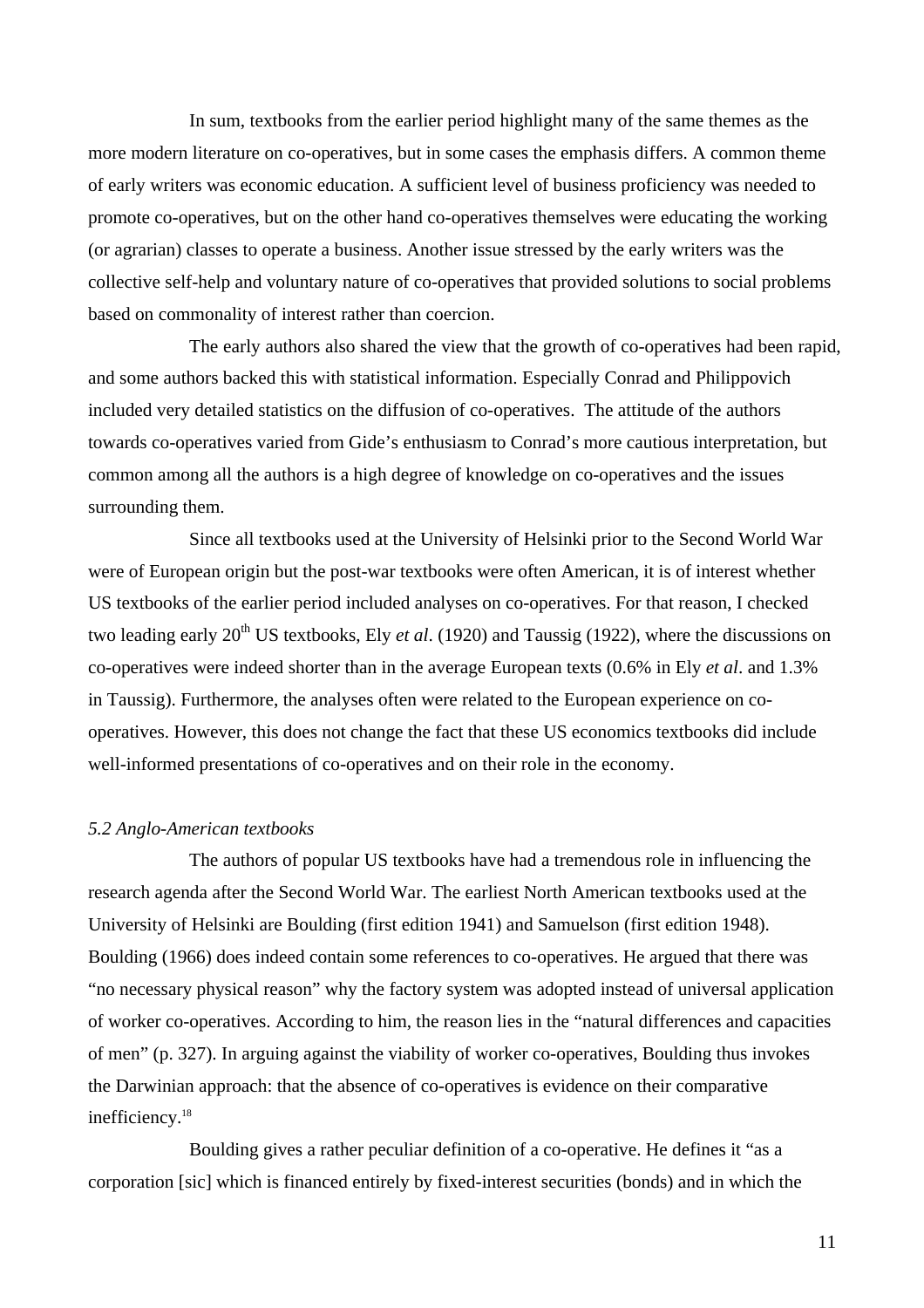In sum, textbooks from the earlier period highlight many of the same themes as the more modern literature on co-operatives, but in some cases the emphasis differs. A common theme of early writers was economic education. A sufficient level of business proficiency was needed to promote co-operatives, but on the other hand co-operatives themselves were educating the working (or agrarian) classes to operate a business. Another issue stressed by the early writers was the collective self-help and voluntary nature of co-operatives that provided solutions to social problems based on commonality of interest rather than coercion.

The early authors also shared the view that the growth of co-operatives had been rapid, and some authors backed this with statistical information. Especially Conrad and Philippovich included very detailed statistics on the diffusion of co-operatives. The attitude of the authors towards co-operatives varied from Gide's enthusiasm to Conrad's more cautious interpretation, but common among all the authors is a high degree of knowledge on co-operatives and the issues surrounding them.

Since all textbooks used at the University of Helsinki prior to the Second World War were of European origin but the post-war textbooks were often American, it is of interest whether US textbooks of the earlier period included analyses on co-operatives. For that reason, I checked two leading early 20th US textbooks, Ely *et al*. (1920) and Taussig (1922), where the discussions on co-operatives were indeed shorter than in the average European texts (0.6% in Ely *et al*. and 1.3% in Taussig). Furthermore, the analyses often were related to the European experience on co-operatives. However, this does not change the fact that these US economics textbooks did include well-informed presentations of co-operatives and on their role in the economy.

*5.2 Anglo-American textbooks*

The authors of popular US textbooks have had a tremendous role in influencing the research agenda after the Second World War. The earliest North American textbooks used at the University of Helsinki are Boulding (first edition 1941) and Samuelson (first edition 1948). Boulding (1966) does indeed contain some references to co-operatives. He argued that there was "no necessary physical reason" why the factory system was adopted instead of universal application of worker co-operatives. According to him, the reason lies in the "natural differences and capacities of men" (p. 327). In arguing against the viability of worker co-operatives, Boulding thus invokes the Darwinian approach: that the absence of co-operatives is evidence on their comparative inefficiency.[18]

Boulding gives a rather peculiar definition of a co-operative. He defines it "as a corporation [sic] which is financed entirely by fixed-interest securities (bonds) and in which the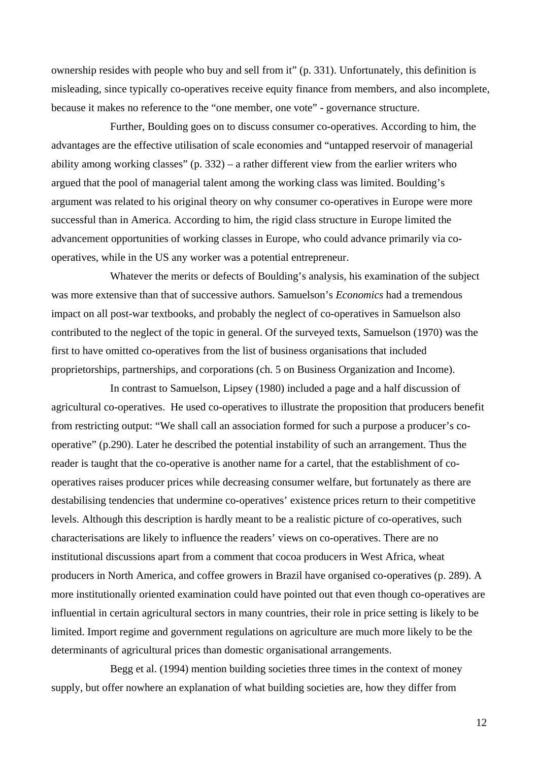ownership resides with people who buy and sell from it" (p. 331). Unfortunately, this definition is misleading, since typically co-operatives receive equity finance from members, and also incomplete, because it makes no reference to the "one member, one vote" - governance structure.

Further, Boulding goes on to discuss consumer co-operatives. According to him, the advantages are the effective utilisation of scale economies and "untapped reservoir of managerial ability among working classes" (p. 332) – a rather different view from the earlier writers who argued that the pool of managerial talent among the working class was limited. Boulding's argument was related to his original theory on why consumer co-operatives in Europe were more successful than in America. According to him, the rigid class structure in Europe limited the advancement opportunities of working classes in Europe, who could advance primarily via co-operatives, while in the US any worker was a potential entrepreneur.

Whatever the merits or defects of Boulding's analysis, his examination of the subject was more extensive than that of successive authors. Samuelson's *Economics* had a tremendous impact on all post-war textbooks, and probably the neglect of co-operatives in Samuelson also contributed to the neglect of the topic in general. Of the surveyed texts, Samuelson (1970) was the first to have omitted co-operatives from the list of business organisations that included proprietorships, partnerships, and corporations (ch. 5 on Business Organization and Income).

In contrast to Samuelson, Lipsey (1980) included a page and a half discussion of agricultural co-operatives. He used co-operatives to illustrate the proposition that producers benefit from restricting output: "We shall call an association formed for such a purpose a producer's co-operative" (p.290). Later he described the potential instability of such an arrangement. Thus the reader is taught that the co-operative is another name for a cartel, that the establishment of co-operatives raises producer prices while decreasing consumer welfare, but fortunately as there are destabilising tendencies that undermine co-operatives' existence prices return to their competitive levels. Although this description is hardly meant to be a realistic picture of co-operatives, such characterisations are likely to influence the readers' views on co-operatives. There are no institutional discussions apart from a comment that cocoa producers in West Africa, wheat producers in North America, and coffee growers in Brazil have organised co-operatives (p. 289). A more institutionally oriented examination could have pointed out that even though co-operatives are influential in certain agricultural sectors in many countries, their role in price setting is likely to be limited. Import regime and government regulations on agriculture are much more likely to be the determinants of agricultural prices than domestic organisational arrangements.

Begg et al. (1994) mention building societies three times in the context of money supply, but offer nowhere an explanation of what building societies are, how they differ from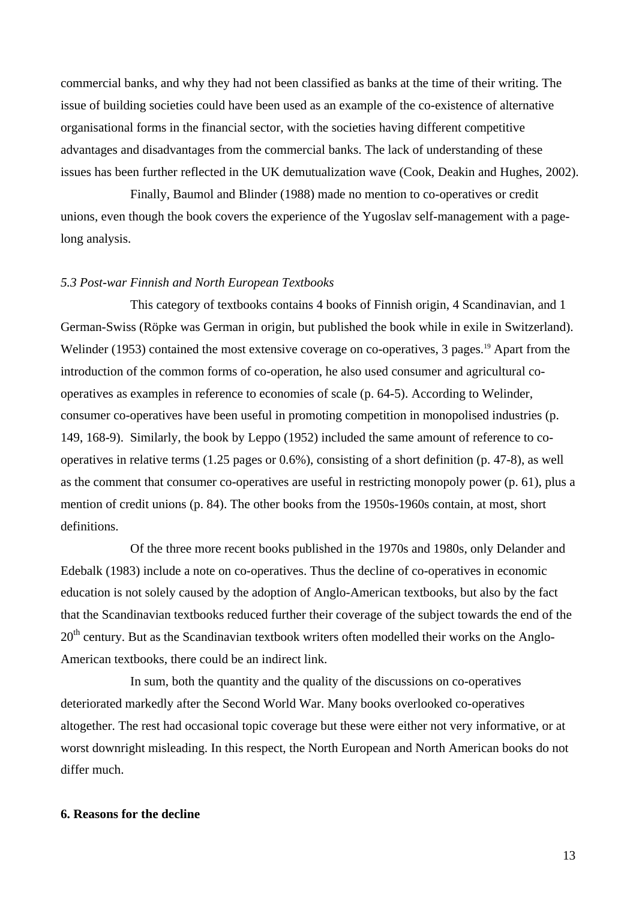commercial banks, and why they had not been classified as banks at the time of their writing. The issue of building societies could have been used as an example of the co-existence of alternative organisational forms in the financial sector, with the societies having different competitive advantages and disadvantages from the commercial banks. The lack of understanding of these issues has been further reflected in the UK demutualization wave (Cook, Deakin and Hughes, 2002).

Finally, Baumol and Blinder (1988) made no mention to co-operatives or credit unions, even though the book covers the experience of the Yugoslav self-management with a page-long analysis.

*5.3 Post-war Finnish and North European Textbooks*

This category of textbooks contains 4 books of Finnish origin, 4 Scandinavian, and 1 German-Swiss (Röpke was German in origin, but published the book while in exile in Switzerland). Welinder (1953) contained the most extensive coverage on co-operatives, 3 pages.[19] Apart from the introduction of the common forms of co-operation, he also used consumer and agricultural co-operatives as examples in reference to economies of scale (p. 64-5). According to Welinder, consumer co-operatives have been useful in promoting competition in monopolised industries (p. 149, 168-9). Similarly, the book by Leppo (1952) included the same amount of reference to co-operatives in relative terms (1.25 pages or 0.6%), consisting of a short definition (p. 47-8), as well as the comment that consumer co-operatives are useful in restricting monopoly power (p. 61), plus a mention of credit unions (p. 84). The other books from the 1950s-1960s contain, at most, short definitions.

Of the three more recent books published in the 1970s and 1980s, only Delander and Edebalk (1983) include a note on co-operatives. Thus the decline of co-operatives in economic education is not solely caused by the adoption of Anglo-American textbooks, but also by the fact that the Scandinavian textbooks reduced further their coverage of the subject towards the end of the 20th century. But as the Scandinavian textbook writers often modelled their works on the Anglo-American textbooks, there could be an indirect link.

In sum, both the quantity and the quality of the discussions on co-operatives deteriorated markedly after the Second World War. Many books overlooked co-operatives altogether. The rest had occasional topic coverage but these were either not very informative, or at worst downright misleading. In this respect, the North European and North American books do not differ much.

## 6. Reasons for the decline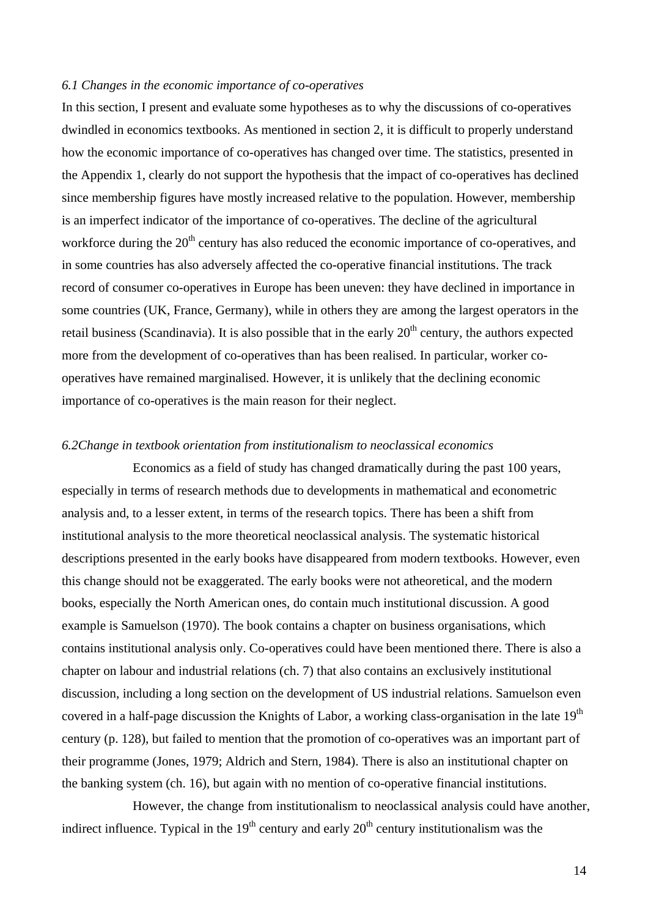### *6.1 Changes in the economic importance of co-operatives*

In this section, I present and evaluate some hypotheses as to why the discussions of co-operatives dwindled in economics textbooks. As mentioned in section 2, it is difficult to properly understand how the economic importance of co-operatives has changed over time. The statistics, presented in the Appendix 1, clearly do not support the hypothesis that the impact of co-operatives has declined since membership figures have mostly increased relative to the population. However, membership is an imperfect indicator of the importance of co-operatives. The decline of the agricultural workforce during the 20th century has also reduced the economic importance of co-operatives, and in some countries has also adversely affected the co-operative financial institutions. The track record of consumer co-operatives in Europe has been uneven: they have declined in importance in some countries (UK, France, Germany), while in others they are among the largest operators in the retail business (Scandinavia). It is also possible that in the early 20th century, the authors expected more from the development of co-operatives than has been realised. In particular, worker co-operatives have remained marginalised. However, it is unlikely that the declining economic importance of co-operatives is the main reason for their neglect.

### *6.2Change in textbook orientation from institutionalism to neoclassical economics*

Economics as a field of study has changed dramatically during the past 100 years, especially in terms of research methods due to developments in mathematical and econometric analysis and, to a lesser extent, in terms of the research topics. There has been a shift from institutional analysis to the more theoretical neoclassical analysis. The systematic historical descriptions presented in the early books have disappeared from modern textbooks. However, even this change should not be exaggerated. The early books were not atheoretical, and the modern books, especially the North American ones, do contain much institutional discussion. A good example is Samuelson (1970). The book contains a chapter on business organisations, which contains institutional analysis only. Co-operatives could have been mentioned there. There is also a chapter on labour and industrial relations (ch. 7) that also contains an exclusively institutional discussion, including a long section on the development of US industrial relations. Samuelson even covered in a half-page discussion the Knights of Labor, a working class-organisation in the late 19th century (p. 128), but failed to mention that the promotion of co-operatives was an important part of their programme (Jones, 1979; Aldrich and Stern, 1984). There is also an institutional chapter on the banking system (ch. 16), but again with no mention of co-operative financial institutions.

However, the change from institutionalism to neoclassical analysis could have another, indirect influence. Typical in the 19th century and early 20th century institutionalism was the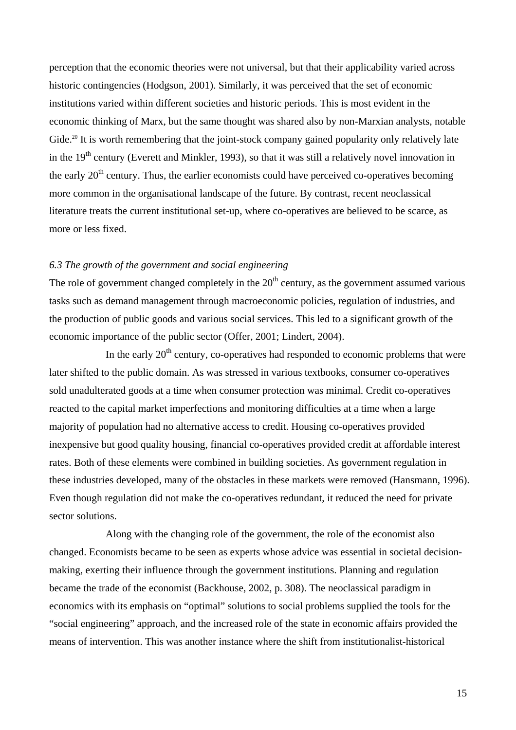perception that the economic theories were not universal, but that their applicability varied across historic contingencies (Hodgson, 2001). Similarly, it was perceived that the set of economic institutions varied within different societies and historic periods. This is most evident in the economic thinking of Marx, but the same thought was shared also by non-Marxian analysts, notable Gide.[20] It is worth remembering that the joint-stock company gained popularity only relatively late in the 19th century (Everett and Minkler, 1993), so that it was still a relatively novel innovation in the early 20th century. Thus, the earlier economists could have perceived co-operatives becoming more common in the organisational landscape of the future. By contrast, recent neoclassical literature treats the current institutional set-up, where co-operatives are believed to be scarce, as more or less fixed.

### *6.3 The growth of the government and social engineering*

The role of government changed completely in the 20th century, as the government assumed various tasks such as demand management through macroeconomic policies, regulation of industries, and the production of public goods and various social services. This led to a significant growth of the economic importance of the public sector (Offer, 2001; Lindert, 2004).

In the early 20th century, co-operatives had responded to economic problems that were later shifted to the public domain. As was stressed in various textbooks, consumer co-operatives sold unadulterated goods at a time when consumer protection was minimal. Credit co-operatives reacted to the capital market imperfections and monitoring difficulties at a time when a large majority of population had no alternative access to credit. Housing co-operatives provided inexpensive but good quality housing, financial co-operatives provided credit at affordable interest rates. Both of these elements were combined in building societies. As government regulation in these industries developed, many of the obstacles in these markets were removed (Hansmann, 1996). Even though regulation did not make the co-operatives redundant, it reduced the need for private sector solutions.

Along with the changing role of the government, the role of the economist also changed. Economists became to be seen as experts whose advice was essential in societal decision-making, exerting their influence through the government institutions. Planning and regulation became the trade of the economist (Backhouse, 2002, p. 308). The neoclassical paradigm in economics with its emphasis on "optimal" solutions to social problems supplied the tools for the "social engineering" approach, and the increased role of the state in economic affairs provided the means of intervention. This was another instance where the shift from institutionalist-historical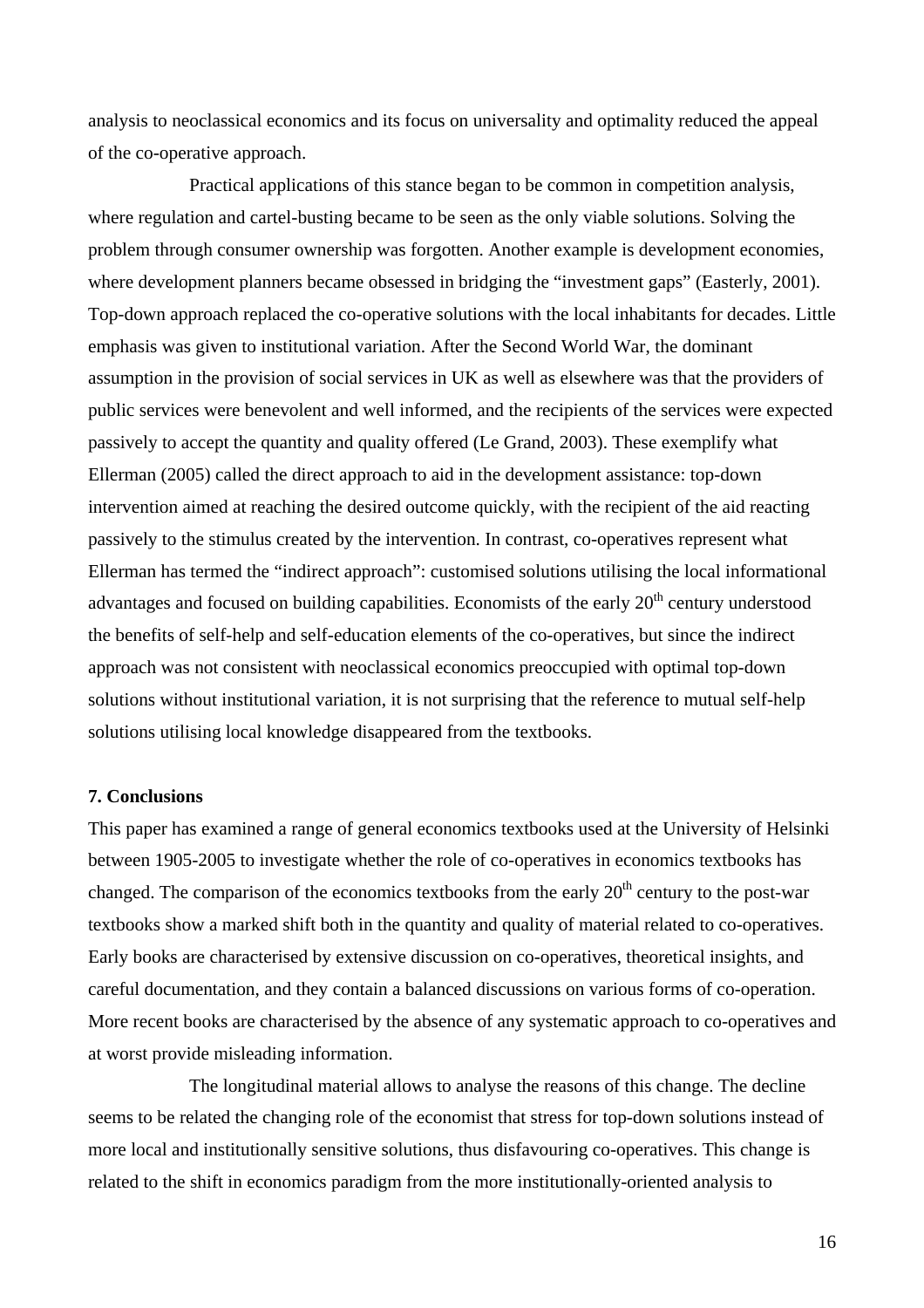analysis to neoclassical economics and its focus on universality and optimality reduced the appeal of the co-operative approach.

Practical applications of this stance began to be common in competition analysis, where regulation and cartel-busting became to be seen as the only viable solutions. Solving the problem through consumer ownership was forgotten. Another example is development economies, where development planners became obsessed in bridging the "investment gaps" (Easterly, 2001). Top-down approach replaced the co-operative solutions with the local inhabitants for decades. Little emphasis was given to institutional variation. After the Second World War, the dominant assumption in the provision of social services in UK as well as elsewhere was that the providers of public services were benevolent and well informed, and the recipients of the services were expected passively to accept the quantity and quality offered (Le Grand, 2003). These exemplify what Ellerman (2005) called the direct approach to aid in the development assistance: top-down intervention aimed at reaching the desired outcome quickly, with the recipient of the aid reacting passively to the stimulus created by the intervention. In contrast, co-operatives represent what Ellerman has termed the "indirect approach": customised solutions utilising the local informational advantages and focused on building capabilities. Economists of the early 20th century understood the benefits of self-help and self-education elements of the co-operatives, but since the indirect approach was not consistent with neoclassical economics preoccupied with optimal top-down solutions without institutional variation, it is not surprising that the reference to mutual self-help solutions utilising local knowledge disappeared from the textbooks.

## 7. Conclusions

This paper has examined a range of general economics textbooks used at the University of Helsinki between 1905-2005 to investigate whether the role of co-operatives in economics textbooks has changed. The comparison of the economics textbooks from the early 20th century to the post-war textbooks show a marked shift both in the quantity and quality of material related to co-operatives. Early books are characterised by extensive discussion on co-operatives, theoretical insights, and careful documentation, and they contain a balanced discussions on various forms of co-operation. More recent books are characterised by the absence of any systematic approach to co-operatives and at worst provide misleading information.

The longitudinal material allows to analyse the reasons of this change. The decline seems to be related the changing role of the economist that stress for top-down solutions instead of more local and institutionally sensitive solutions, thus disfavouring co-operatives. This change is related to the shift in economics paradigm from the more institutionally-oriented analysis to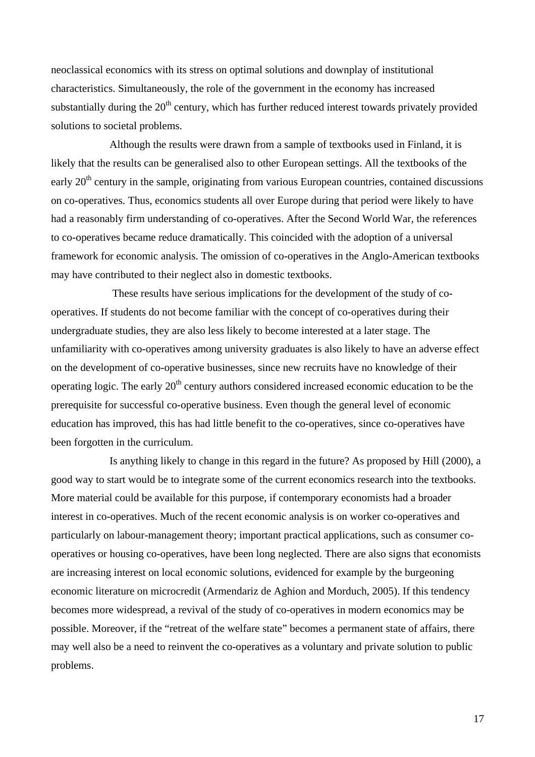neoclassical economics with its stress on optimal solutions and downplay of institutional characteristics. Simultaneously, the role of the government in the economy has increased substantially during the 20th century, which has further reduced interest towards privately provided solutions to societal problems.

Although the results were drawn from a sample of textbooks used in Finland, it is likely that the results can be generalised also to other European settings. All the textbooks of the early 20th century in the sample, originating from various European countries, contained discussions on co-operatives. Thus, economics students all over Europe during that period were likely to have had a reasonably firm understanding of co-operatives. After the Second World War, the references to co-operatives became reduce dramatically. This coincided with the adoption of a universal framework for economic analysis. The omission of co-operatives in the Anglo-American textbooks may have contributed to their neglect also in domestic textbooks.

These results have serious implications for the development of the study of co-operatives. If students do not become familiar with the concept of co-operatives during their undergraduate studies, they are also less likely to become interested at a later stage. The unfamiliarity with co-operatives among university graduates is also likely to have an adverse effect on the development of co-operative businesses, since new recruits have no knowledge of their operating logic. The early 20th century authors considered increased economic education to be the prerequisite for successful co-operative business. Even though the general level of economic education has improved, this has had little benefit to the co-operatives, since co-operatives have been forgotten in the curriculum.

Is anything likely to change in this regard in the future? As proposed by Hill (2000), a good way to start would be to integrate some of the current economics research into the textbooks. More material could be available for this purpose, if contemporary economists had a broader interest in co-operatives. Much of the recent economic analysis is on worker co-operatives and particularly on labour-management theory; important practical applications, such as consumer co-operatives or housing co-operatives, have been long neglected. There are also signs that economists are increasing interest on local economic solutions, evidenced for example by the burgeoning economic literature on microcredit (Armendariz de Aghion and Morduch, 2005). If this tendency becomes more widespread, a revival of the study of co-operatives in modern economics may be possible. Moreover, if the "retreat of the welfare state" becomes a permanent state of affairs, there may well also be a need to reinvent the co-operatives as a voluntary and private solution to public problems.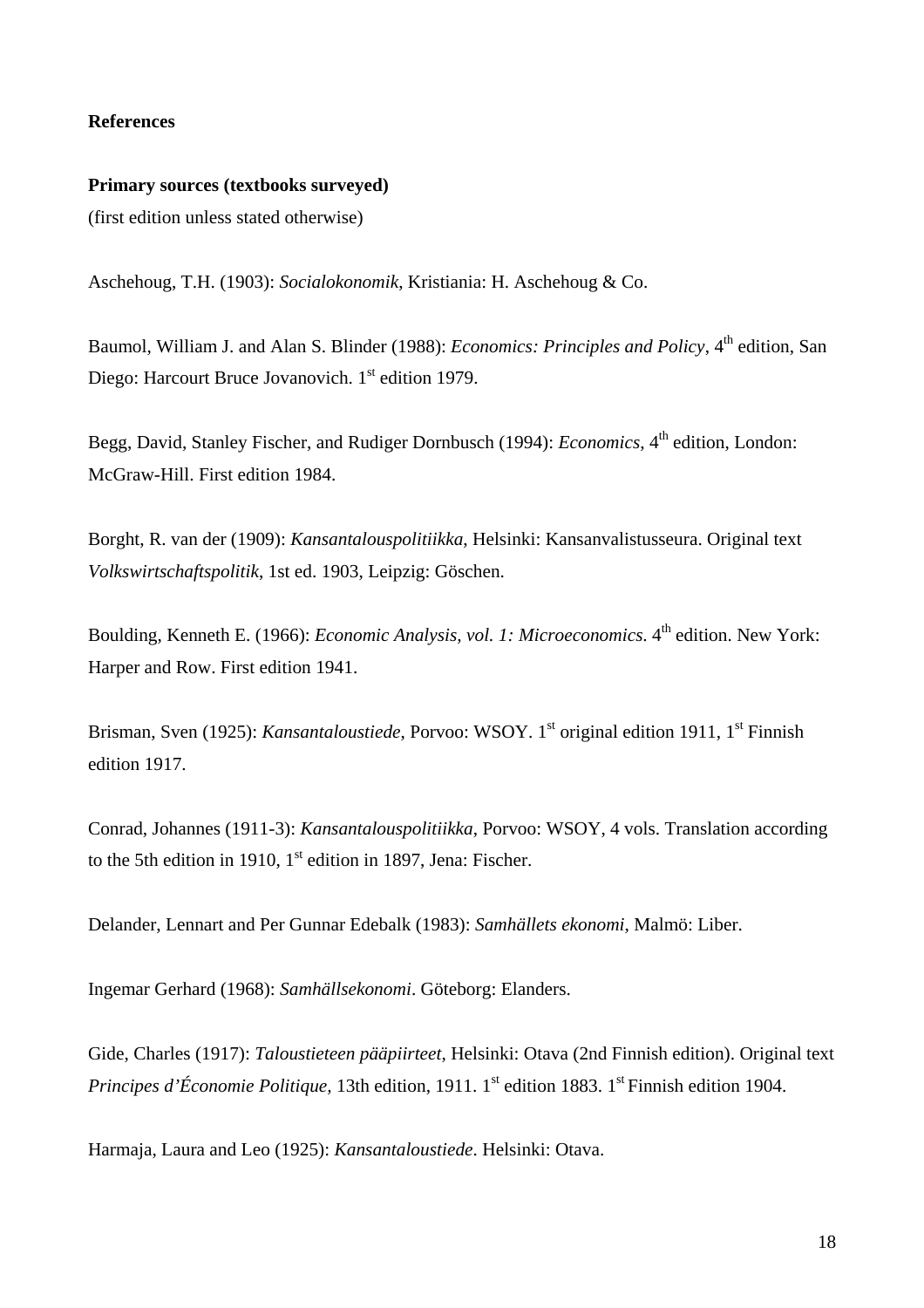## References

### Primary sources (textbooks surveyed)

(first edition unless stated otherwise)

Aschehoug, T.H. (1903): *Socialokonomik*, Kristiania: H. Aschehoug & Co.

Baumol, William J. and Alan S. Blinder (1988): *Economics: Principles and Policy*, 4th edition, San Diego: Harcourt Bruce Jovanovich. 1st edition 1979.

Begg, David, Stanley Fischer, and Rudiger Dornbusch (1994): *Economics*, 4th edition, London: McGraw-Hill. First edition 1984.

Borght, R. van der (1909): *Kansantalouspolitiikka*, Helsinki: Kansanvalistusseura. Original text *Volkswirtschaftspolitik*, 1st ed. 1903, Leipzig: Göschen.

Boulding, Kenneth E. (1966): *Economic Analysis, vol. 1: Microeconomics*. 4th edition. New York: Harper and Row. First edition 1941.

Brisman, Sven (1925): *Kansantaloustiede*, Porvoo: WSOY. 1st original edition 1911, 1st Finnish edition 1917.

Conrad, Johannes (1911-3): *Kansantalouspolitiikka*, Porvoo: WSOY, 4 vols. Translation according to the 5th edition in 1910, 1st edition in 1897, Jena: Fischer.

Delander, Lennart and Per Gunnar Edebalk (1983): *Samhällets ekonomi*, Malmö: Liber.

Ingemar Gerhard (1968): *Samhällsekonomi*. Göteborg: Elanders.

Gide, Charles (1917): *Taloustieteen pääpiirteet*, Helsinki: Otava (2nd Finnish edition). Original text *Principes d'Économie Politique*, 13th edition, 1911. 1st edition 1883. 1st Finnish edition 1904.

Harmaja, Laura and Leo (1925): *Kansantaloustiede*. Helsinki: Otava.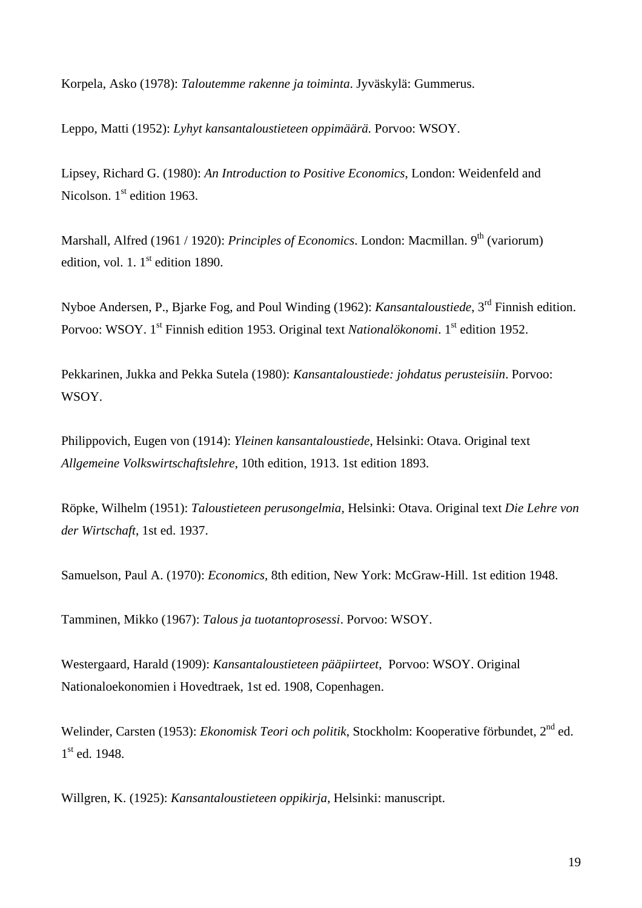Korpela, Asko (1978): *Taloutemme rakenne ja toiminta*. Jyväskylä: Gummerus.

Leppo, Matti (1952): *Lyhyt kansantaloustieteen oppimäärä.* Porvoo: WSOY.

Lipsey, Richard G. (1980): *An Introduction to Positive Economics*, London: Weidenfeld and Nicolson. 1st edition 1963.

Marshall, Alfred (1961 / 1920): *Principles of Economics*. London: Macmillan. 9th (variorum) edition, vol. 1. 1st edition 1890.

Nyboe Andersen, P., Bjarke Fog, and Poul Winding (1962): *Kansantaloustiede*, 3rd Finnish edition. Porvoo: WSOY. 1st Finnish edition 1953. Original text *Nationalökonomi*. 1st edition 1952.

Pekkarinen, Jukka and Pekka Sutela (1980): *Kansantaloustiede: johdatus perusteisiin*. Porvoo: WSOY.

Philippovich, Eugen von (1914): *Yleinen kansantaloustiede*, Helsinki: Otava. Original text *Allgemeine Volkswirtschaftslehre*, 10th edition, 1913. 1st edition 1893.

Röpke, Wilhelm (1951): *Taloustieteen perusongelmia,* Helsinki: Otava. Original text *Die Lehre von der Wirtschaft*, 1st ed. 1937.

Samuelson, Paul A. (1970): *Economics*, 8th edition, New York: McGraw-Hill. 1st edition 1948.

Tamminen, Mikko (1967): *Talous ja tuotantoprosessi*. Porvoo: WSOY.

Westergaard, Harald (1909): *Kansantaloustieteen pääpiirteet*, Porvoo: WSOY. Original Nationaloekonomien i Hovedtraek, 1st ed. 1908, Copenhagen.

Welinder, Carsten (1953): *Ekonomisk Teori och politik*, Stockholm: Kooperative förbundet, 2nd ed. 1st ed. 1948.

Willgren, K. (1925): *Kansantaloustieteen oppikirja*, Helsinki: manuscript.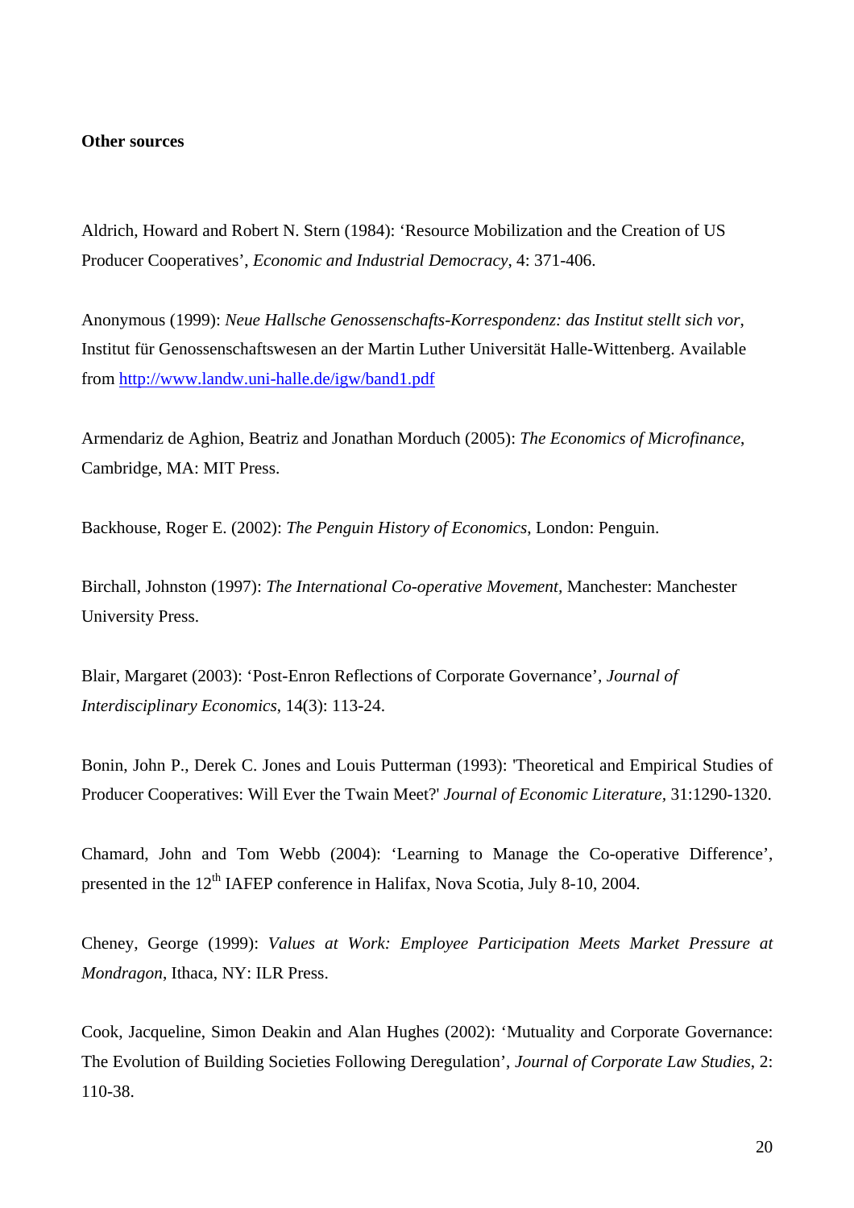**Other sources**

Aldrich, Howard and Robert N. Stern (1984): 'Resource Mobilization and the Creation of US Producer Cooperatives', *Economic and Industrial Democracy*, 4: 371-406.

Anonymous (1999): *Neue Hallsche Genossenschafts-Korrespondenz: das Institut stellt sich vor*, Institut für Genossenschaftswesen an der Martin Luther Universität Halle-Wittenberg. Available from http://www.landw.uni-halle.de/igw/band1.pdf

Armendariz de Aghion, Beatriz and Jonathan Morduch (2005): *The Economics of Microfinance*, Cambridge, MA: MIT Press.

Backhouse, Roger E. (2002): *The Penguin History of Economics*, London: Penguin.

Birchall, Johnston (1997): *The International Co-operative Movement*, Manchester: Manchester University Press.

Blair, Margaret (2003): 'Post-Enron Reflections of Corporate Governance', *Journal of Interdisciplinary Economics*, 14(3): 113-24.

Bonin, John P., Derek C. Jones and Louis Putterman (1993): 'Theoretical and Empirical Studies of Producer Cooperatives: Will Ever the Twain Meet?' *Journal of Economic Literature*, 31:1290-1320.

Chamard, John and Tom Webb (2004): 'Learning to Manage the Co-operative Difference', presented in the 12th IAFEP conference in Halifax, Nova Scotia, July 8-10, 2004.

Cheney, George (1999): *Values at Work: Employee Participation Meets Market Pressure at Mondragon*, Ithaca, NY: ILR Press.

Cook, Jacqueline, Simon Deakin and Alan Hughes (2002): 'Mutuality and Corporate Governance: The Evolution of Building Societies Following Deregulation', *Journal of Corporate Law Studies*, 2: 110-38.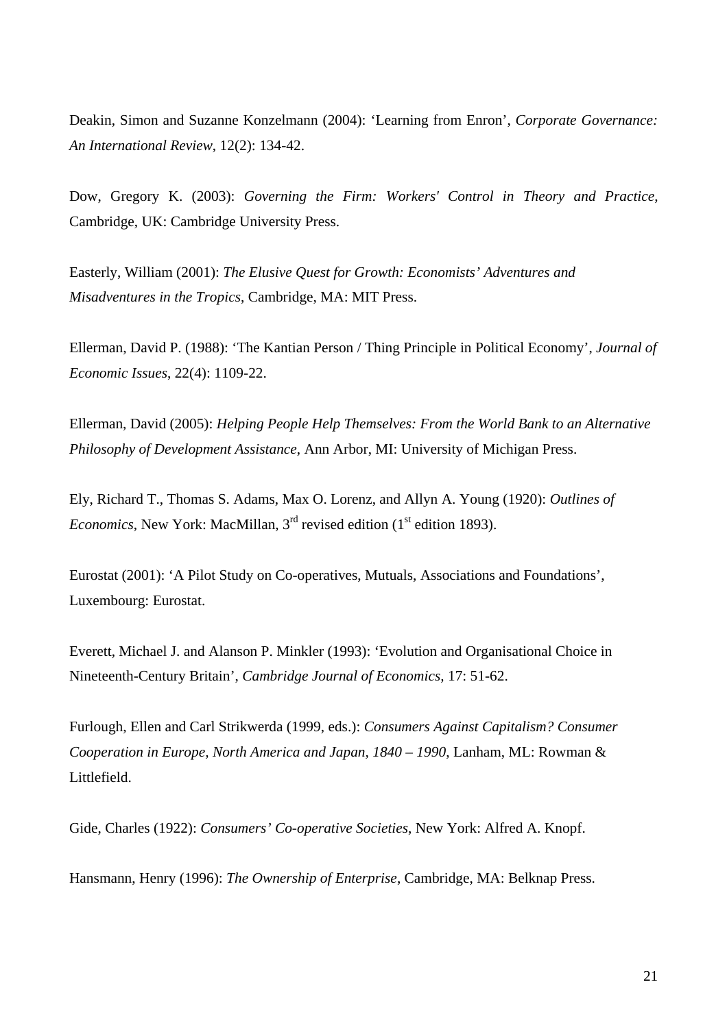Deakin, Simon and Suzanne Konzelmann (2004): 'Learning from Enron', *Corporate Governance: An International Review*, 12(2): 134-42.

Dow, Gregory K. (2003): *Governing the Firm: Workers' Control in Theory and Practice*, Cambridge, UK: Cambridge University Press.

Easterly, William (2001): *The Elusive Quest for Growth: Economists' Adventures and Misadventures in the Tropics*, Cambridge, MA: MIT Press.

Ellerman, David P. (1988): 'The Kantian Person / Thing Principle in Political Economy', *Journal of Economic Issues*, 22(4): 1109-22.

Ellerman, David (2005): *Helping People Help Themselves: From the World Bank to an Alternative Philosophy of Development Assistance*, Ann Arbor, MI: University of Michigan Press.

Ely, Richard T., Thomas S. Adams, Max O. Lorenz, and Allyn A. Young (1920): *Outlines of Economics*, New York: MacMillan, 3rd revised edition (1st edition 1893).

Eurostat (2001): 'A Pilot Study on Co-operatives, Mutuals, Associations and Foundations', Luxembourg: Eurostat.

Everett, Michael J. and Alanson P. Minkler (1993): 'Evolution and Organisational Choice in Nineteenth-Century Britain', *Cambridge Journal of Economics*, 17: 51-62.

Furlough, Ellen and Carl Strikwerda (1999, eds.): *Consumers Against Capitalism? Consumer Cooperation in Europe, North America and Japan, 1840 – 1990*, Lanham, ML: Rowman & Littlefield.

Gide, Charles (1922): *Consumers' Co-operative Societies*, New York: Alfred A. Knopf.

Hansmann, Henry (1996): *The Ownership of Enterprise*, Cambridge, MA: Belknap Press.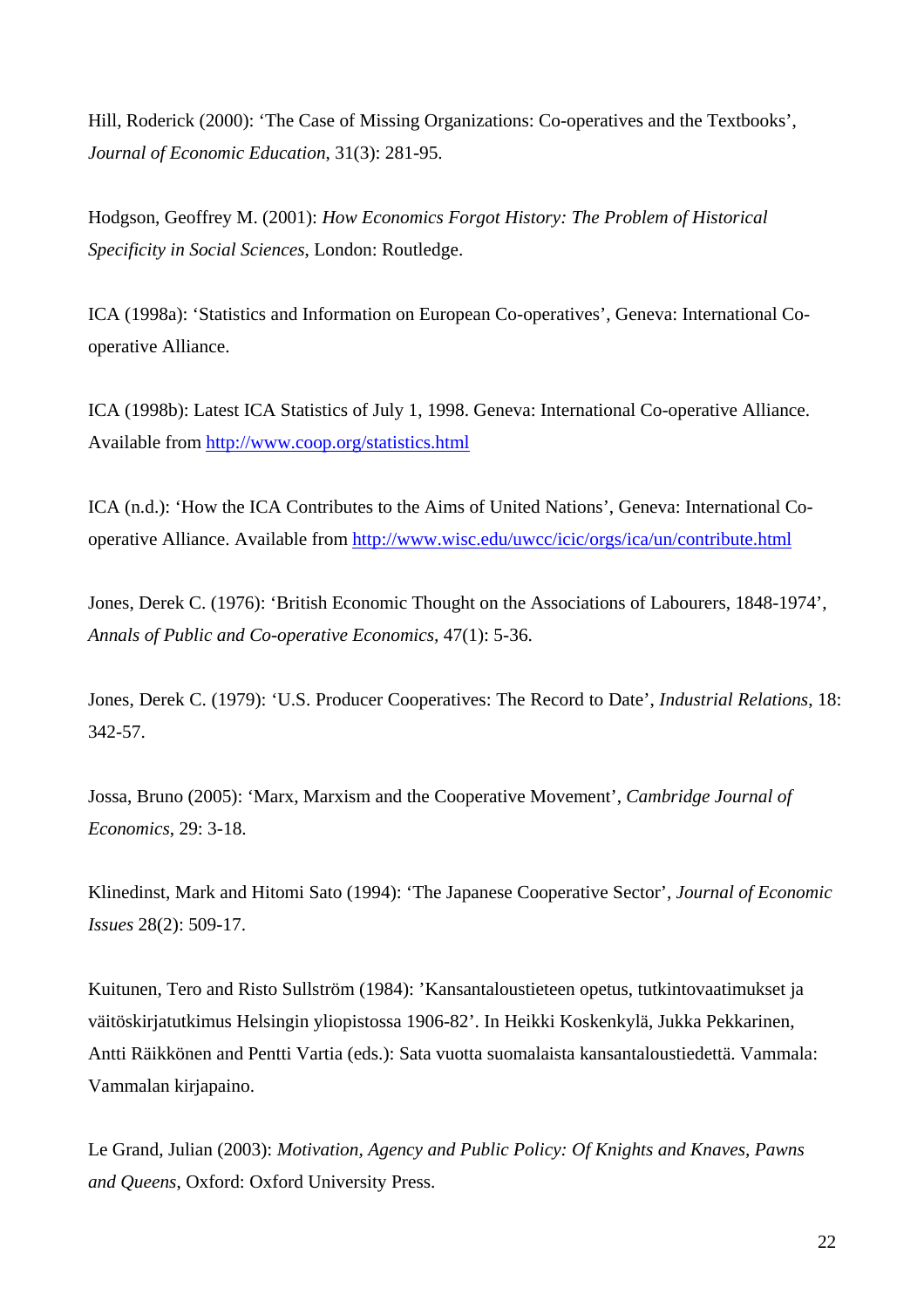Hill, Roderick (2000): ‘The Case of Missing Organizations: Co-operatives and the Textbooks’, *Journal of Economic Education*, 31(3): 281-95.

Hodgson, Geoffrey M. (2001): *How Economics Forgot History: The Problem of Historical Specificity in Social Sciences*, London: Routledge.

ICA (1998a): ‘Statistics and Information on European Co-operatives’, Geneva: International Co-operative Alliance.

ICA (1998b): Latest ICA Statistics of July 1, 1998. Geneva: International Co-operative Alliance. Available from http://www.coop.org/statistics.html

ICA (n.d.): ‘How the ICA Contributes to the Aims of United Nations’, Geneva: International Co-operative Alliance. Available from http://www.wisc.edu/uwcc/icic/orgs/ica/un/contribute.html

Jones, Derek C. (1976): ‘British Economic Thought on the Associations of Labourers, 1848-1974’, *Annals of Public and Co-operative Economics*, 47(1): 5-36.

Jones, Derek C. (1979): ‘U.S. Producer Cooperatives: The Record to Date’, *Industrial Relations*, 18: 342-57.

Jossa, Bruno (2005): ‘Marx, Marxism and the Cooperative Movement’, *Cambridge Journal of Economics*, 29: 3-18.

Klinedinst, Mark and Hitomi Sato (1994): ‘The Japanese Cooperative Sector’, *Journal of Economic Issues* 28(2): 509-17.

Kuitunen, Tero and Risto Sullström (1984): ’Kansantaloustieteen opetus, tutkintovaatimukset ja väitöskirjatutkimus Helsingin yliopistossa 1906-82’. In Heikki Koskenkylä, Jukka Pekkarinen, Antti Räikkönen and Pentti Vartia (eds.): Sata vuotta suomalaista kansantaloustiedettä. Vammala: Vammalan kirjapaino.

Le Grand, Julian (2003): *Motivation, Agency and Public Policy: Of Knights and Knaves, Pawns and Queens*, Oxford: Oxford University Press.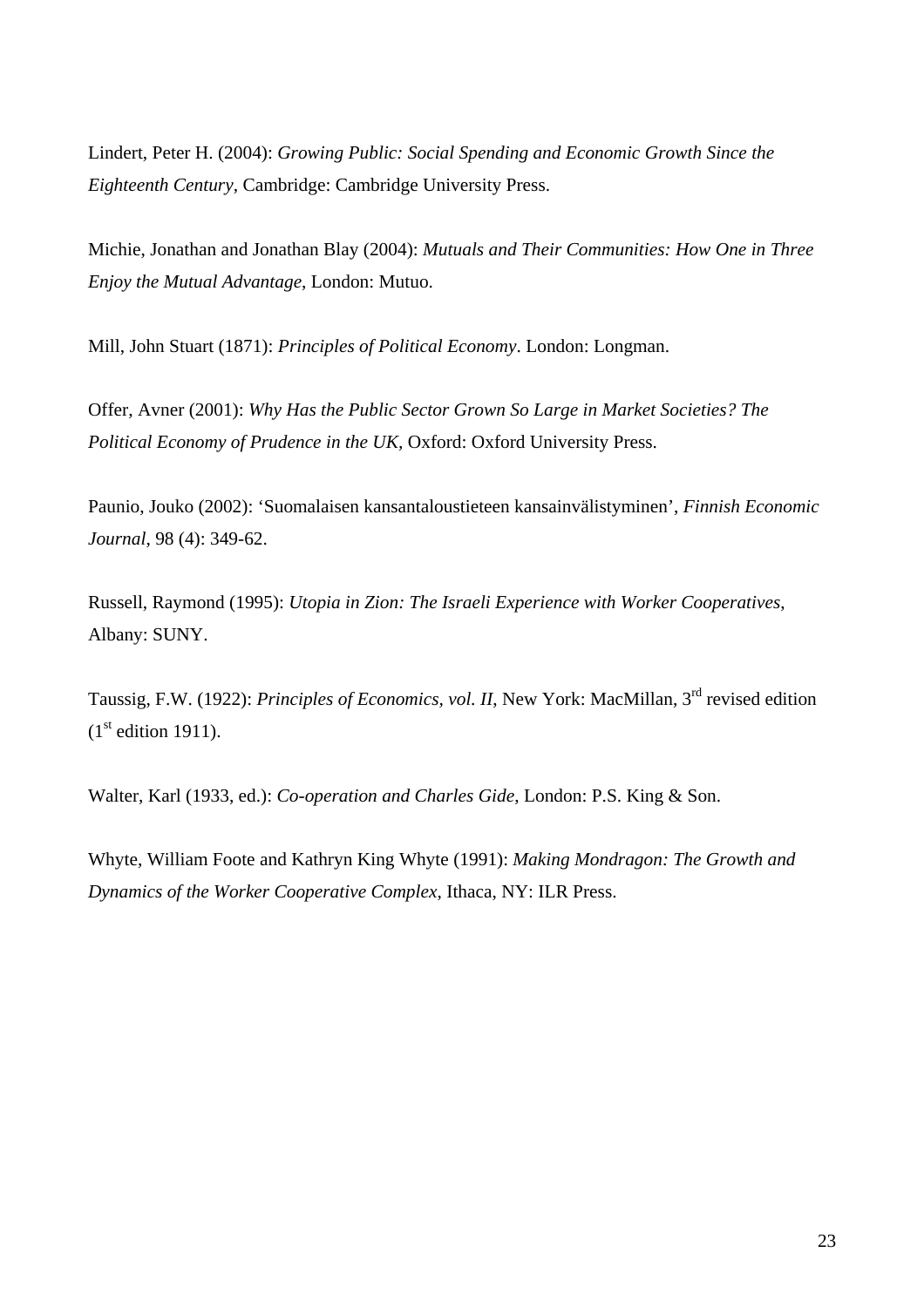Lindert, Peter H. (2004): *Growing Public: Social Spending and Economic Growth Since the Eighteenth Century*, Cambridge: Cambridge University Press.

Michie, Jonathan and Jonathan Blay (2004): *Mutuals and Their Communities: How One in Three Enjoy the Mutual Advantage*, London: Mutuo.

Mill, John Stuart (1871): *Principles of Political Economy*. London: Longman.

Offer, Avner (2001): *Why Has the Public Sector Grown So Large in Market Societies? The Political Economy of Prudence in the UK,* Oxford: Oxford University Press.

Paunio, Jouko (2002): 'Suomalaisen kansantaloustieteen kansainvälistyminen', *Finnish Economic Journal*, 98 (4): 349-62.

Russell, Raymond (1995): *Utopia in Zion: The Israeli Experience with Worker Cooperatives*, Albany: SUNY.

Taussig, F.W. (1922): *Principles of Economics, vol. II,* New York: MacMillan, 3rd revised edition (1st edition 1911).

Walter, Karl (1933, ed.): *Co-operation and Charles Gide,* London: P.S. King & Son.

Whyte, William Foote and Kathryn King Whyte (1991): *Making Mondragon: The Growth and Dynamics of the Worker Cooperative Complex*, Ithaca, NY: ILR Press.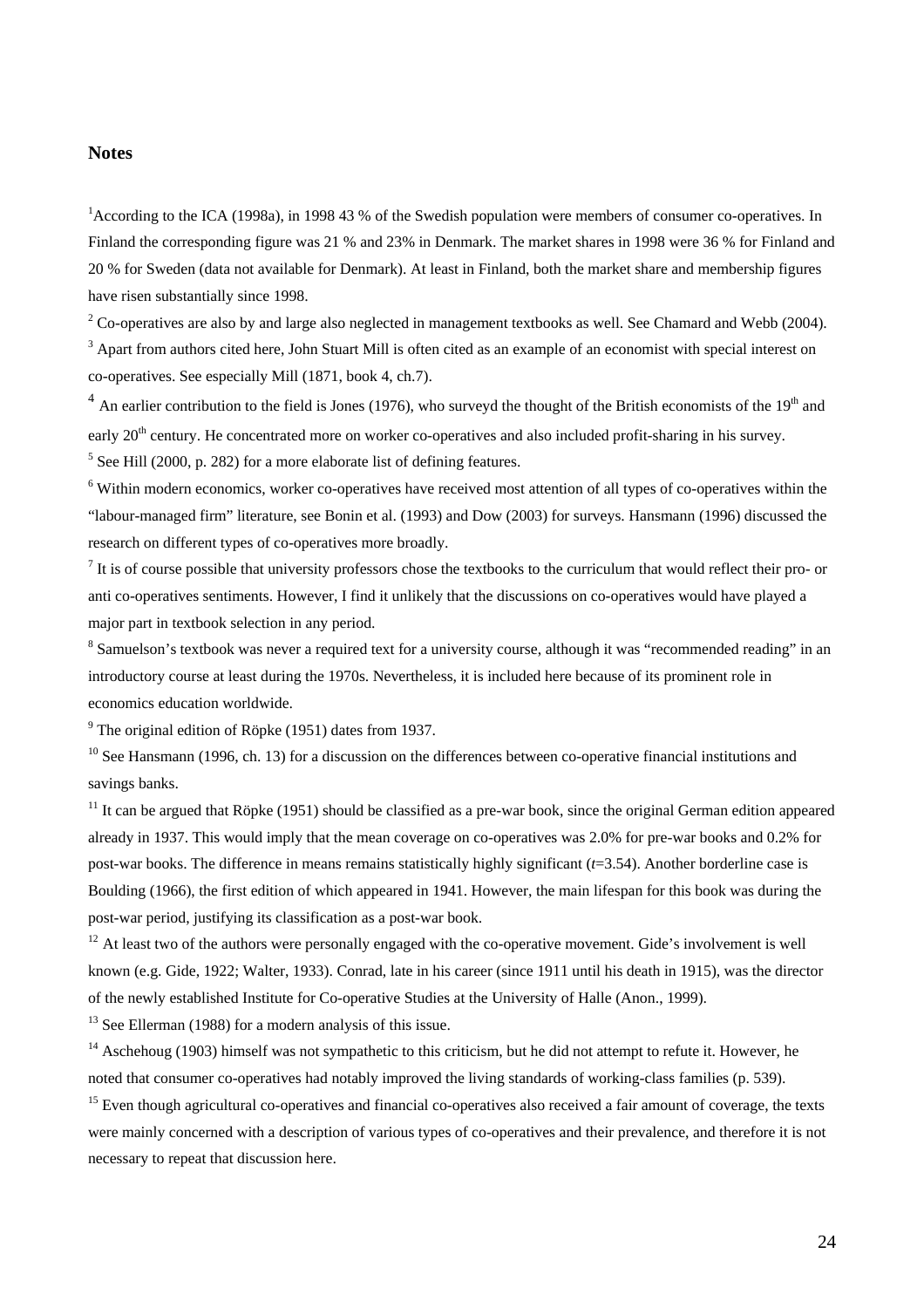## Notes

[1]According to the ICA (1998a), in 1998 43 % of the Swedish population were members of consumer co-operatives. In Finland the corresponding figure was 21 % and 23% in Denmark. The market shares in 1998 were 36 % for Finland and 20 % for Sweden (data not available for Denmark). At least in Finland, both the market share and membership figures have risen substantially since 1998.

[2] Co-operatives are also by and large also neglected in management textbooks as well. See Chamard and Webb (2004).

[3] Apart from authors cited here, John Stuart Mill is often cited as an example of an economist with special interest on co-operatives. See especially Mill (1871, book 4, ch.7).

[4] An earlier contribution to the field is Jones (1976), who surveyd the thought of the British economists of the 19th and early 20th century. He concentrated more on worker co-operatives and also included profit-sharing in his survey.

[5] See Hill (2000, p. 282) for a more elaborate list of defining features.

[6] Within modern economics, worker co-operatives have received most attention of all types of co-operatives within the "labour-managed firm" literature, see Bonin et al. (1993) and Dow (2003) for surveys. Hansmann (1996) discussed the research on different types of co-operatives more broadly.

[7] It is of course possible that university professors chose the textbooks to the curriculum that would reflect their pro- or anti co-operatives sentiments. However, I find it unlikely that the discussions on co-operatives would have played a major part in textbook selection in any period.

[8] Samuelson's textbook was never a required text for a university course, although it was "recommended reading" in an introductory course at least during the 1970s. Nevertheless, it is included here because of its prominent role in economics education worldwide.

[9] The original edition of Röpke (1951) dates from 1937.

[10] See Hansmann (1996, ch. 13) for a discussion on the differences between co-operative financial institutions and savings banks.

[11] It can be argued that Röpke (1951) should be classified as a pre-war book, since the original German edition appeared already in 1937. This would imply that the mean coverage on co-operatives was 2.0% for pre-war books and 0.2% for post-war books. The difference in means remains statistically highly significant ($t$=3.54). Another borderline case is Boulding (1966), the first edition of which appeared in 1941. However, the main lifespan for this book was during the post-war period, justifying its classification as a post-war book.

[12] At least two of the authors were personally engaged with the co-operative movement. Gide's involvement is well known (e.g. Gide, 1922; Walter, 1933). Conrad, late in his career (since 1911 until his death in 1915), was the director of the newly established Institute for Co-operative Studies at the University of Halle (Anon., 1999).

[13] See Ellerman (1988) for a modern analysis of this issue.

[14] Aschehoug (1903) himself was not sympathetic to this criticism, but he did not attempt to refute it. However, he noted that consumer co-operatives had notably improved the living standards of working-class families (p. 539).

[15] Even though agricultural co-operatives and financial co-operatives also received a fair amount of coverage, the texts were mainly concerned with a description of various types of co-operatives and their prevalence, and therefore it is not necessary to repeat that discussion here.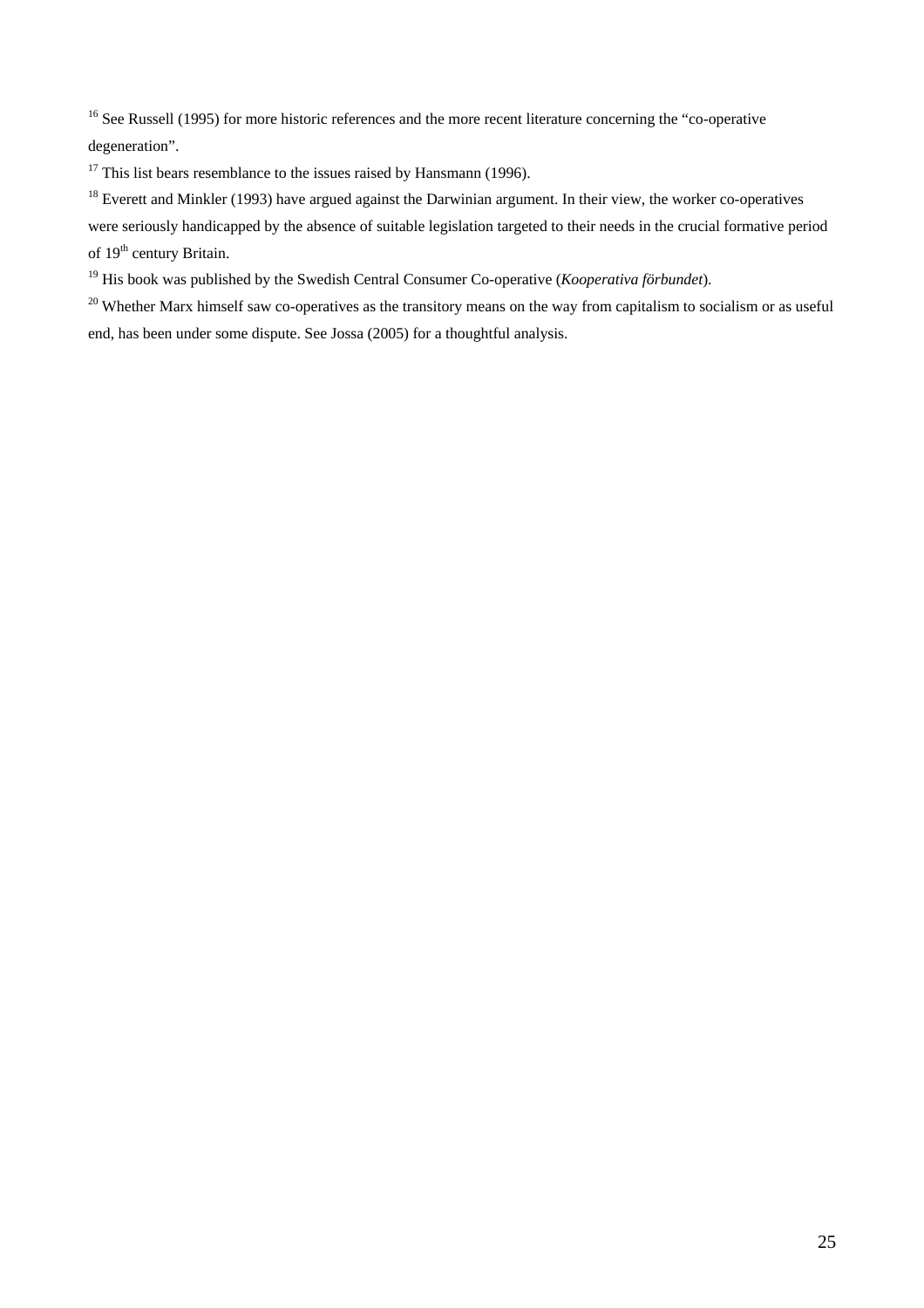[16] See Russell (1995) for more historic references and the more recent literature concerning the "co-operative degeneration".

[17] This list bears resemblance to the issues raised by Hansmann (1996).

[18] Everett and Minkler (1993) have argued against the Darwinian argument. In their view, the worker co-operatives were seriously handicapped by the absence of suitable legislation targeted to their needs in the crucial formative period of 19th century Britain.

[19] His book was published by the Swedish Central Consumer Co-operative (*Kooperativa förbundet*).

[20] Whether Marx himself saw co-operatives as the transitory means on the way from capitalism to socialism or as useful end, has been under some dispute. See Jossa (2005) for a thoughtful analysis.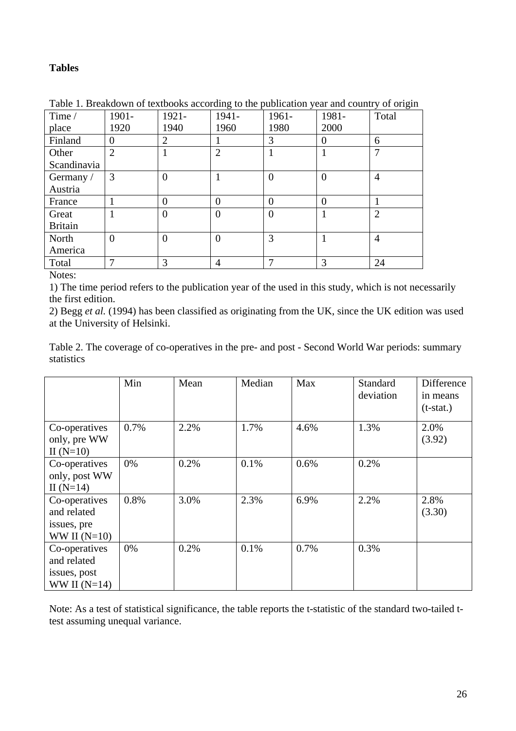**Tables**

Table 1. Breakdown of textbooks according to the publication year and country of origin

| Time / place | 1901-1920 | 1921-1940 | 1941-1960 | 1961-1980 | 1981-2000 | Total |
|---|---|---|---|---|---|---|
| Finland | 0 | 2 | 1 | 3 | 0 | 6 |
| Other Scandinavia | 2 | 1 | 2 | 1 | 1 | 7 |
| Germany / Austria | 3 | 0 | 1 | 0 | 0 | 4 |
| France | 1 | 0 | 0 | 0 | 0 | 1 |
| Great Britain | 1 | 0 | 0 | 0 | 1 | 2 |
| North America | 0 | 0 | 0 | 3 | 1 | 4 |
| Total | 7 | 3 | 4 | 7 | 3 | 24 |

Notes:

1) The time period refers to the publication year of the used in this study, which is not necessarily the first edition.

2) Begg *et al.* (1994) has been classified as originating from the UK, since the UK edition was used at the University of Helsinki.

Table 2. The coverage of co-operatives in the pre- and post - Second World War periods: summary statistics

| | Min | Mean | Median | Max | Standard deviation | Difference in means (t-stat.) |
|---|---|---|---|---|---|---|
| Co-operatives only, pre WW II (N=10) | 0.7% | 2.2% | 1.7% | 4.6% | 1.3% | 2.0% (3.92) |
| Co-operatives only, post WW II (N=14) | 0% | 0.2% | 0.1% | 0.6% | 0.2% | |
| Co-operatives and related issues, pre WW II (N=10) | 0.8% | 3.0% | 2.3% | 6.9% | 2.2% | 2.8% (3.30) |
| Co-operatives and related issues, post WW II (N=14) | 0% | 0.2% | 0.1% | 0.7% | 0.3% | |

Note: As a test of statistical significance, the table reports the t-statistic of the standard two-tailed t-test assuming unequal variance.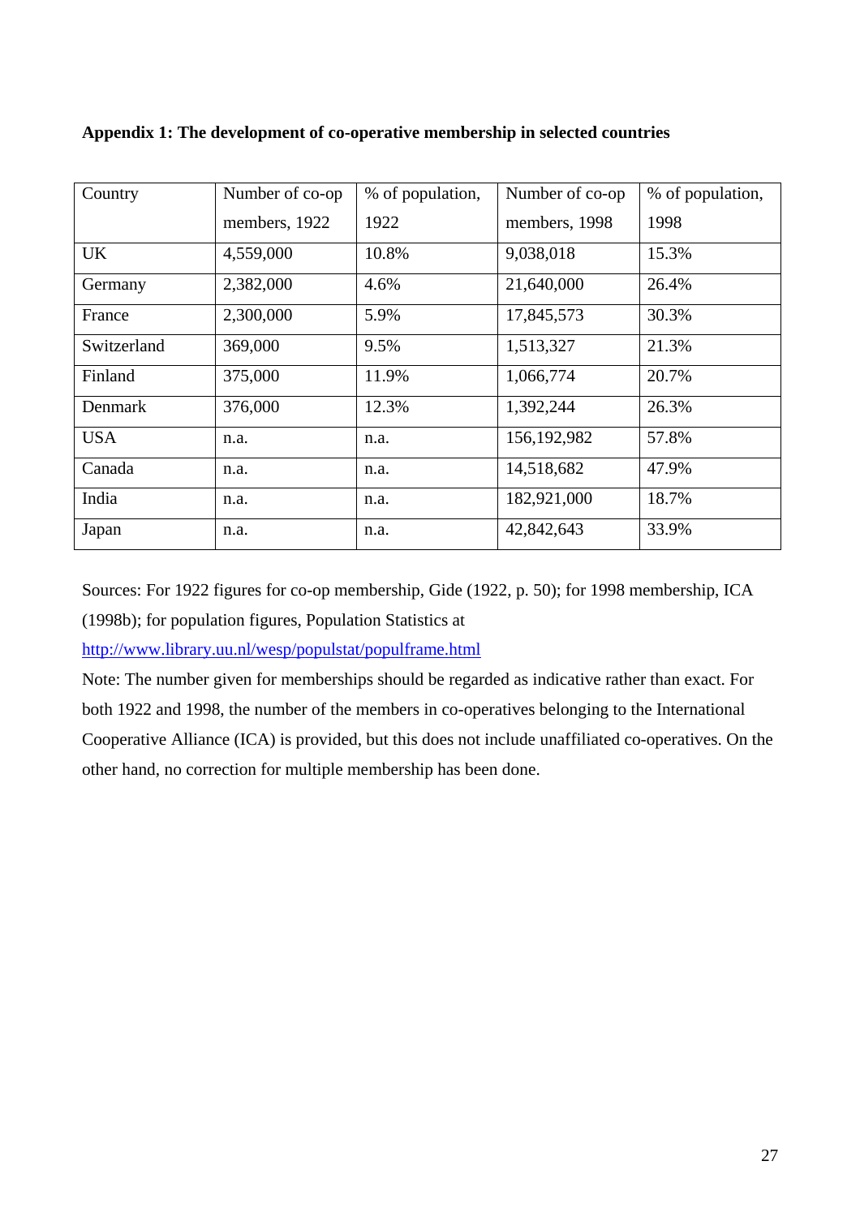**Appendix 1: The development of co-operative membership in selected countries**

| Country | Number of co-op members, 1922 | % of population, 1922 | Number of co-op members, 1998 | % of population, 1998 |
|---|---|---|---|---|
| UK | 4,559,000 | 10.8% | 9,038,018 | 15.3% |
| Germany | 2,382,000 | 4.6% | 21,640,000 | 26.4% |
| France | 2,300,000 | 5.9% | 17,845,573 | 30.3% |
| Switzerland | 369,000 | 9.5% | 1,513,327 | 21.3% |
| Finland | 375,000 | 11.9% | 1,066,774 | 20.7% |
| Denmark | 376,000 | 12.3% | 1,392,244 | 26.3% |
| USA | n.a. | n.a. | 156,192,982 | 57.8% |
| Canada | n.a. | n.a. | 14,518,682 | 47.9% |
| India | n.a. | n.a. | 182,921,000 | 18.7% |
| Japan | n.a. | n.a. | 42,842,643 | 33.9% |

Sources: For 1922 figures for co-op membership, Gide (1922, p. 50); for 1998 membership, ICA (1998b); for population figures, Population Statistics at http://www.library.uu.nl/wesp/populstat/populframe.html

Note: The number given for memberships should be regarded as indicative rather than exact. For both 1922 and 1998, the number of the members in co-operatives belonging to the International Cooperative Alliance (ICA) is provided, but this does not include unaffiliated co-operatives. On the other hand, no correction for multiple membership has been done.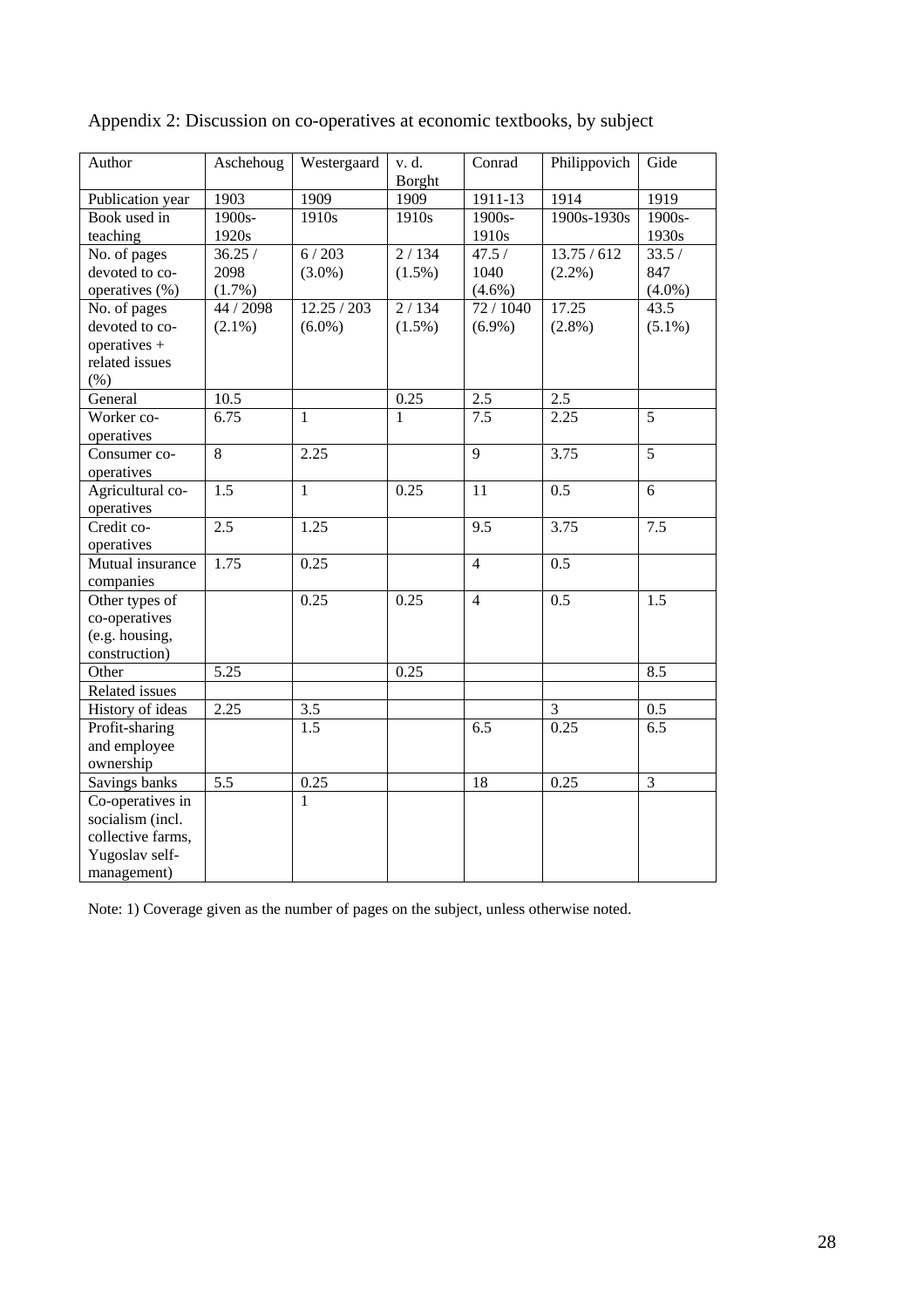Appendix 2: Discussion on co-operatives at economic textbooks, by subject

| Author | Aschehoug | Westergaard | v. d. Borght | Conrad | Philippovich | Gide |
|---|---|---|---|---|---|---|
| Publication year | 1903 | 1909 | 1909 | 1911-13 | 1914 | 1919 |
| Book used in teaching | 1900s-1920s | 1910s | 1910s | 1900s-1910s | 1900s-1930s | 1900s-1930s |
| No. of pages devoted to co-operatives (%) | 36.25 / 2098 (1.7%) | 6 / 203 (3.0%) | 2 / 134 (1.5%) | 47.5 / 1040 (4.6%) | 13.75 / 612 (2.2%) | 33.5 / 847 (4.0%) |
| No. of pages devoted to co-operatives + related issues (%) | 44 / 2098 (2.1%) | 12.25 / 203 (6.0%) | 2 / 134 (1.5%) | 72 / 1040 (6.9%) | 17.25 (2.8%) | 43.5 (5.1%) |
| General | 10.5 | | 0.25 | 2.5 | 2.5 | |
| Worker co-operatives | 6.75 | 1 | 1 | 7.5 | 2.25 | 5 |
| Consumer co-operatives | 8 | 2.25 | | 9 | 3.75 | 5 |
| Agricultural co-operatives | 1.5 | 1 | 0.25 | 11 | 0.5 | 6 |
| Credit co-operatives | 2.5 | 1.25 | | 9.5 | 3.75 | 7.5 |
| Mutual insurance companies | 1.75 | 0.25 | | 4 | 0.5 | |
| Other types of co-operatives (e.g. housing, construction) | | 0.25 | 0.25 | 4 | 0.5 | 1.5 |
| Other | 5.25 | | 0.25 | | | 8.5 |
| Related issues | | | | | | |
| History of ideas | 2.25 | 3.5 | | | 3 | 0.5 |
| Profit-sharing and employee ownership | | 1.5 | | 6.5 | 0.25 | 6.5 |
| Savings banks | 5.5 | 0.25 | | 18 | 0.25 | 3 |
| Co-operatives in socialism (incl. collective farms, Yugoslav self-management) | | 1 | | | | |

Note: 1) Coverage given as the number of pages on the subject, unless otherwise noted.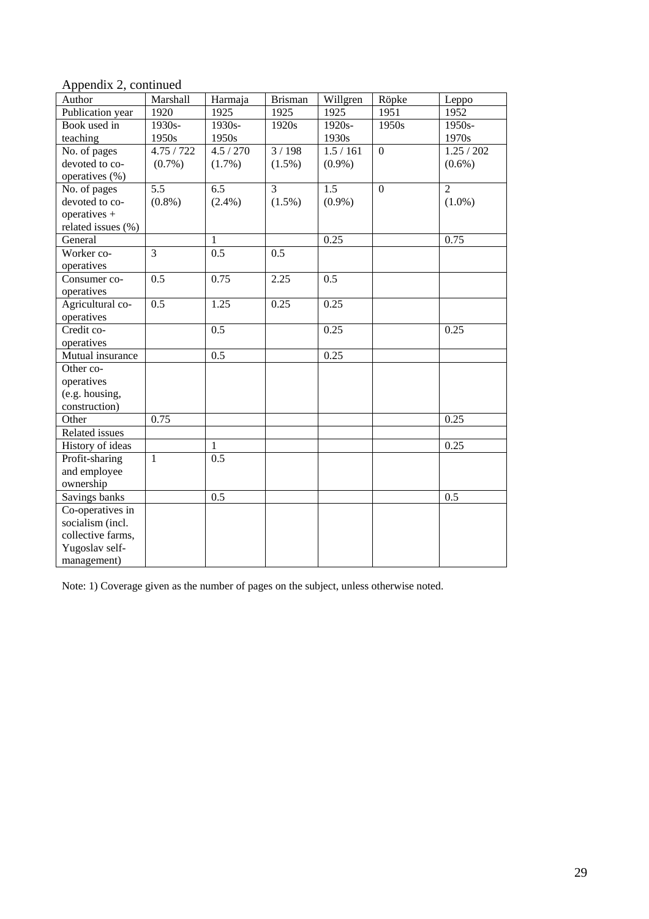Appendix 2, continued

| Author | Marshall | Harmaja | Brisman | Willgren | Röpke | Leppo |
|---|---|---|---|---|---|---|
| Publication year | 1920 | 1925 | 1925 | 1925 | 1951 | 1952 |
| Book used in teaching | 1930s-1950s | 1930s-1950s | 1920s | 1920s-1930s | 1950s | 1950s-1970s |
| No. of pages devoted to co-operatives (%) | 4.75 / 722 (0.7%) | 4.5 / 270 (1.7%) | 3 / 198 (1.5%) | 1.5 / 161 (0.9%) | 0 | 1.25 / 202 (0.6%) |
| No. of pages devoted to co-operatives + related issues (%) | 5.5 (0.8%) | 6.5 (2.4%) | 3 (1.5%) | 1.5 (0.9%) | 0 | 2 (1.0%) |
| General | | 1 | | 0.25 | | 0.75 |
| Worker co-operatives | 3 | 0.5 | 0.5 | | | |
| Consumer co-operatives | 0.5 | 0.75 | 2.25 | 0.5 | | |
| Agricultural co-operatives | 0.5 | 1.25 | 0.25 | 0.25 | | |
| Credit co-operatives | | 0.5 | | 0.25 | | 0.25 |
| Mutual insurance | | 0.5 | | 0.25 | | |
| Other co-operatives (e.g. housing, construction) | | | | | | |
| Other | 0.75 | | | | | 0.25 |
| Related issues | | | | | | |
| History of ideas | | 1 | | | | 0.25 |
| Profit-sharing and employee ownership | 1 | 0.5 | | | | |
| Savings banks | | 0.5 | | | | 0.5 |
| Co-operatives in socialism (incl. collective farms, Yugoslav self-management) | | | | | | |

Note: 1) Coverage given as the number of pages on the subject, unless otherwise noted.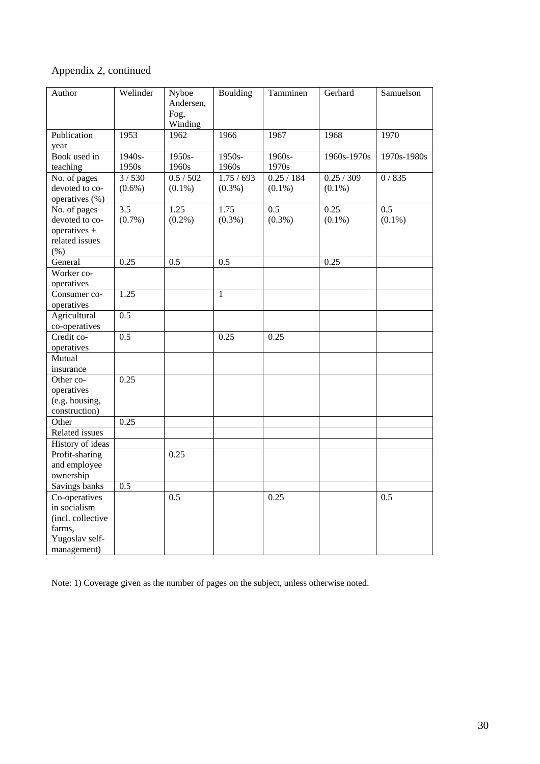Appendix 2, continued

| Author | Welinder | Nyboe Andersen, Fog, Winding | Boulding | Tamminen | Gerhard | Samuelson |
|---|---|---|---|---|---|---|
| Publication year | 1953 | 1962 | 1966 | 1967 | 1968 | 1970 |
| Book used in teaching | 1940s-1950s | 1950s-1960s | 1950s-1960s | 1960s-1970s | 1960s-1970s | 1970s-1980s |
| No. of pages devoted to co-operatives (%) | 3 / 530 (0.6%) | 0.5 / 502 (0.1%) | 1.75 / 693 (0.3%) | 0.25 / 184 (0.1%) | 0.25 / 309 (0.1%) | 0 / 835 |
| No. of pages devoted to co-operatives + related issues (%) | 3.5 (0.7%) | 1.25 (0.2%) | 1.75 (0.3%) | 0.5 (0.3%) | 0.25 (0.1%) | 0.5 (0.1%) |
| General | 0.25 | 0.5 | 0.5 | | 0.25 | |
| Worker co-operatives | | | | | | |
| Consumer co-operatives | 1.25 | | 1 | | | |
| Agricultural co-operatives | 0.5 | | | | | |
| Credit co-operatives | 0.5 | | 0.25 | 0.25 | | |
| Mutual insurance | | | | | | |
| Other co-operatives (e.g. housing, construction) | 0.25 | | | | | |
| Other | 0.25 | | | | | |
| Related issues | | | | | | |
| History of ideas | | | | | | |
| Profit-sharing and employee ownership | | 0.25 | | | | |
| Savings banks | 0.5 | | | | | |
| Co-operatives in socialism (incl. collective farms, Yugoslav self-management) | | 0.5 | | 0.25 | | 0.5 |

Note: 1) Coverage given as the number of pages on the subject, unless otherwise noted.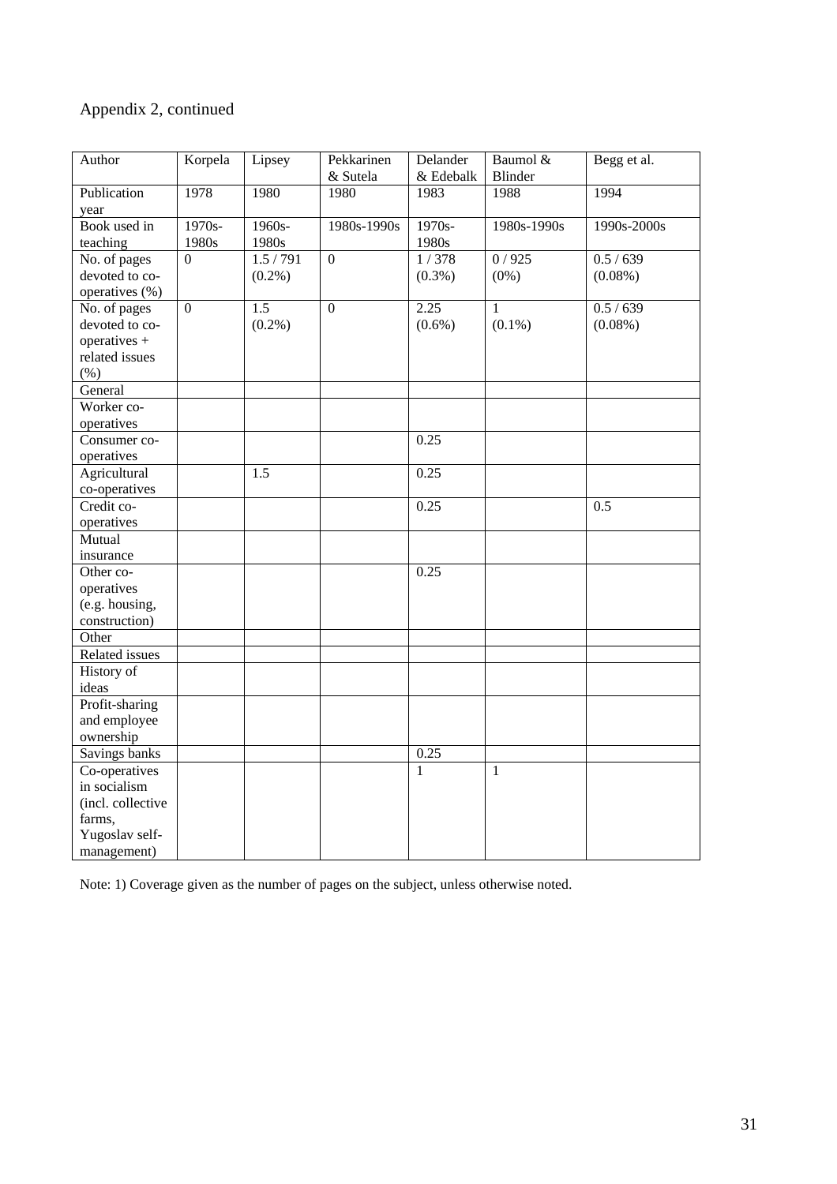Appendix 2, continued

| Author | Korpela | Lipsey | Pekkarinen & Sutela | Delander & Edebalk | Baumol & Blinder | Begg et al. |
|---|---|---|---|---|---|---|
| Publication year | 1978 | 1980 | 1980 | 1983 | 1988 | 1994 |
| Book used in teaching | 1970s-1980s | 1960s-1980s | 1980s-1990s | 1970s-1980s | 1980s-1990s | 1990s-2000s |
| No. of pages devoted to co-operatives (%) | 0 | 1.5 / 791 (0.2%) | 0 | 1 / 378 (0.3%) | 0 / 925 (0%) | 0.5 / 639 (0.08%) |
| No. of pages devoted to co-operatives + related issues (%) | 0 | 1.5 (0.2%) | 0 | 2.25 (0.6%) | 1 (0.1%) | 0.5 / 639 (0.08%) |
| General | | | | | | |
| Worker co-operatives | | | | | | |
| Consumer co-operatives | | | | 0.25 | | |
| Agricultural co-operatives | | 1.5 | | 0.25 | | |
| Credit co-operatives | | | | 0.25 | | 0.5 |
| Mutual insurance | | | | | | |
| Other co-operatives (e.g. housing, construction) | | | | 0.25 | | |
| Other | | | | | | |
| Related issues | | | | | | |
| History of ideas | | | | | | |
| Profit-sharing and employee ownership | | | | | | |
| Savings banks | | | | 0.25 | | |
| Co-operatives in socialism (incl. collective farms, Yugoslav self-management) | | | | 1 | 1 | |

Note: 1) Coverage given as the number of pages on the subject, unless otherwise noted.